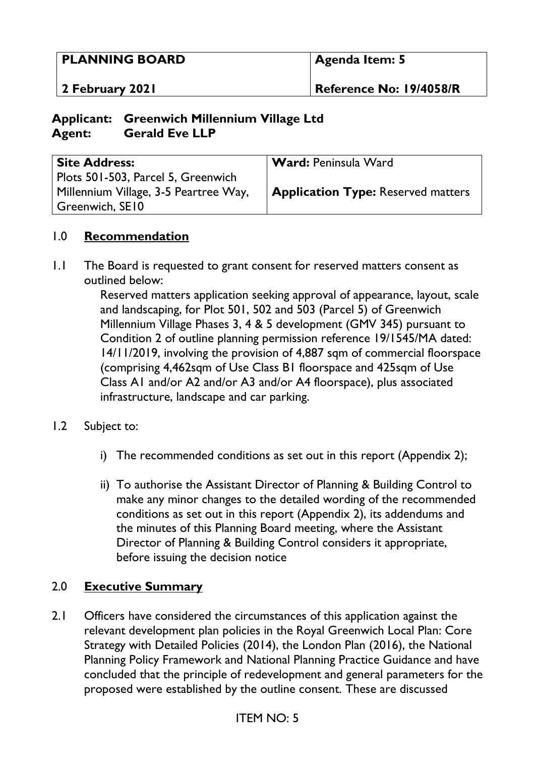| **PLANNING BOARD**<br><br>**2 February 2021** | **Agenda Item: 5**<br><br>**Reference No: 19/4058/R** |
|---|---|

**Applicant: Greenwich Millennium Village Ltd**
**Agent: Gerald Eve LLP**

| **Site Address:**<br>Plots 501-503, Parcel 5, Greenwich Millennium Village, 3-5 Peartree Way, Greenwich, SE10 | **Ward:** Peninsula Ward<br><br>**Application Type:** Reserved matters |
|---|---|

## 1.0 Recommendation

1.1 The Board is requested to grant consent for reserved matters consent as outlined below:

Reserved matters application seeking approval of appearance, layout, scale and landscaping, for Plot 501, 502 and 503 (Parcel 5) of Greenwich Millennium Village Phases 3, 4 & 5 development (GMV 345) pursuant to Condition 2 of outline planning permission reference 19/1545/MA dated: 14/11/2019, involving the provision of 4,887 sqm of commercial floorspace (comprising 4,462sqm of Use Class B1 floorspace and 425sqm of Use Class A1 and/or A2 and/or A3 and/or A4 floorspace), plus associated infrastructure, landscape and car parking.

1.2 Subject to:

i) The recommended conditions as set out in this report (Appendix 2);

ii) To authorise the Assistant Director of Planning & Building Control to make any minor changes to the detailed wording of the recommended conditions as set out in this report (Appendix 2), its addendums and the minutes of this Planning Board meeting, where the Assistant Director of Planning & Building Control considers it appropriate, before issuing the decision notice

## 2.0 Executive Summary

2.1 Officers have considered the circumstances of this application against the relevant development plan policies in the Royal Greenwich Local Plan: Core Strategy with Detailed Policies (2014), the London Plan (2016), the National Planning Policy Framework and National Planning Practice Guidance and have concluded that the principle of redevelopment and general parameters for the proposed were established by the outline consent. These are discussed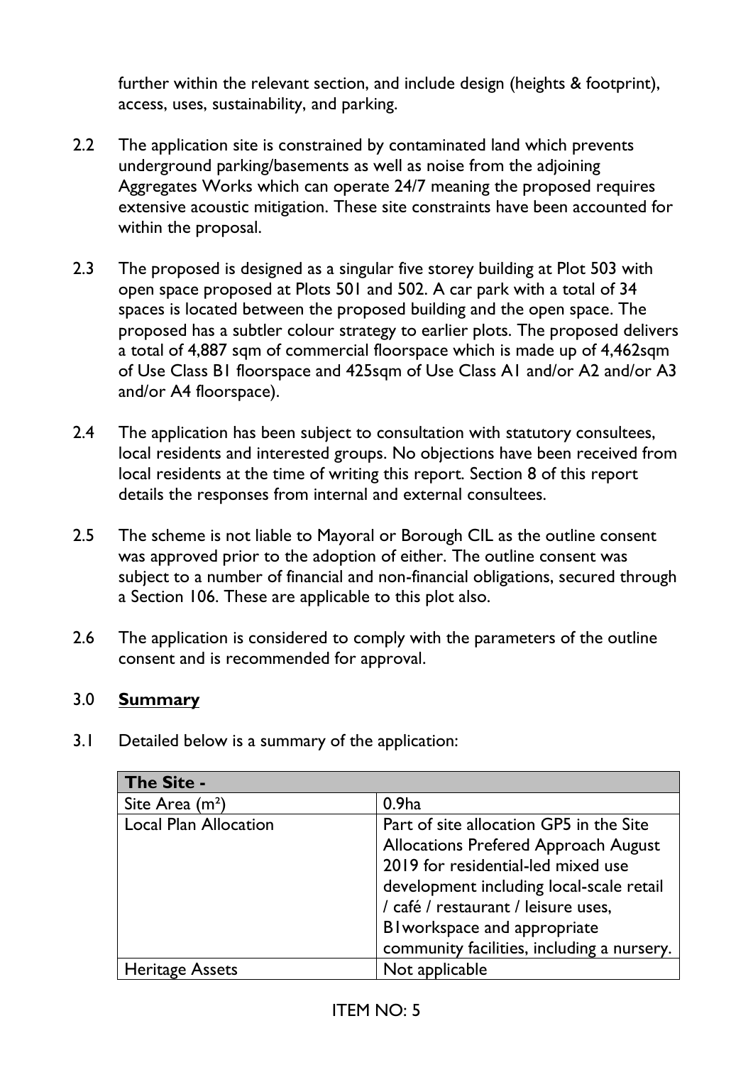further within the relevant section, and include design (heights & footprint), access, uses, sustainability, and parking.

2.2 The application site is constrained by contaminated land which prevents underground parking/basements as well as noise from the adjoining Aggregates Works which can operate 24/7 meaning the proposed requires extensive acoustic mitigation. These site constraints have been accounted for within the proposal.

2.3 The proposed is designed as a singular five storey building at Plot 503 with open space proposed at Plots 501 and 502. A car park with a total of 34 spaces is located between the proposed building and the open space. The proposed has a subtler colour strategy to earlier plots. The proposed delivers a total of 4,887 sqm of commercial floorspace which is made up of 4,462sqm of Use Class B1 floorspace and 425sqm of Use Class A1 and/or A2 and/or A3 and/or A4 floorspace).

2.4 The application has been subject to consultation with statutory consultees, local residents and interested groups. No objections have been received from local residents at the time of writing this report. Section 8 of this report details the responses from internal and external consultees.

2.5 The scheme is not liable to Mayoral or Borough CIL as the outline consent was approved prior to the adoption of either. The outline consent was subject to a number of financial and non-financial obligations, secured through a Section 106. These are applicable to this plot also.

2.6 The application is considered to comply with the parameters of the outline consent and is recommended for approval.

## 3.0 Summary

3.1 Detailed below is a summary of the application:

| **The Site -** | |
|---|---|
| Site Area ($m^2$) | 0.9ha |
| Local Plan Allocation | Part of site allocation GP5 in the Site Allocations Prefered Approach August 2019 for residential-led mixed use development including local-scale retail / café / restaurant / leisure uses, B1workspace and appropriate community facilities, including a nursery. |
| Heritage Assets | Not applicable |

ITEM NO: 5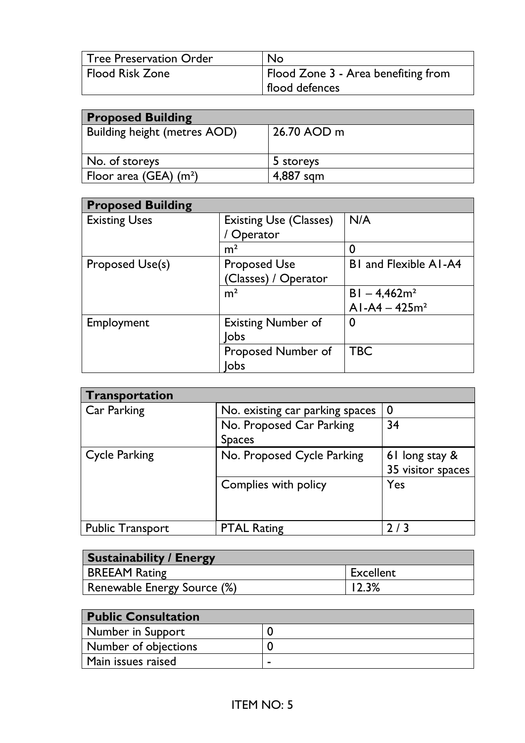| Tree Preservation Order | No |
|---|---|
| Flood Risk Zone | Flood Zone 3 - Area benefiting from flood defences |

| Proposed Building | |
|---|---|
| Building height (metres AOD) | 26.70 AOD m |
| No. of storeys | 5 storeys |
| Floor area (GEA) ($m^2$) | 4,887 sqm |

| Proposed Building | | |
|---|---|---|
| Existing Uses | Existing Use (Classes) / Operator | N/A |
| | $m^2$ | 0 |
| Proposed Use(s) | Proposed Use (Classes) / Operator | B1 and Flexible A1-A4 |
| | $m^2$ | B1 – 4,462$m^2$<br>A1-A4 – 425$m^2$ |
| Employment | Existing Number of Jobs | 0 |
| | Proposed Number of Jobs | TBC |

| Transportation | | |
|---|---|---|
| Car Parking | No. existing car parking spaces | 0 |
| | No. Proposed Car Parking Spaces | 34 |
| Cycle Parking | No. Proposed Cycle Parking | 61 long stay & 35 visitor spaces |
| | Complies with policy | Yes |
| Public Transport | PTAL Rating | 2 / 3 |

| Sustainability / Energy | |
|---|---|
| BREEAM Rating | Excellent |
| Renewable Energy Source (%) | 12.3% |

| Public Consultation | |
|---|---|
| Number in Support | 0 |
| Number of objections | 0 |
| Main issues raised | - |

ITEM NO: 5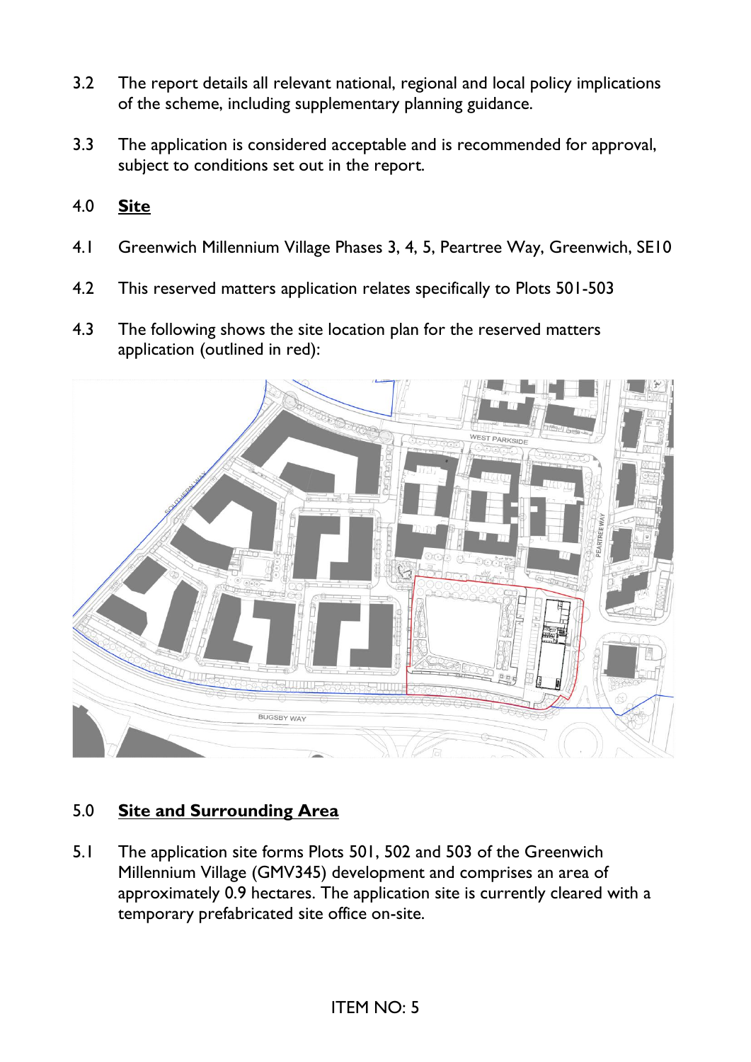3.2 The report details all relevant national, regional and local policy implications of the scheme, including supplementary planning guidance.

3.3 The application is considered acceptable and is recommended for approval, subject to conditions set out in the report.

## 4.0 **Site**

4.1 Greenwich Millennium Village Phases 3, 4, 5, Peartree Way, Greenwich, SE10

4.2 This reserved matters application relates specifically to Plots 501-503

4.3 The following shows the site location plan for the reserved matters application (outlined in red):

## 5.0 **Site and Surrounding Area**

5.1 The application site forms Plots 501, 502 and 503 of the Greenwich Millennium Village (GMV345) development and comprises an area of approximately 0.9 hectares. The application site is currently cleared with a temporary prefabricated site office on-site.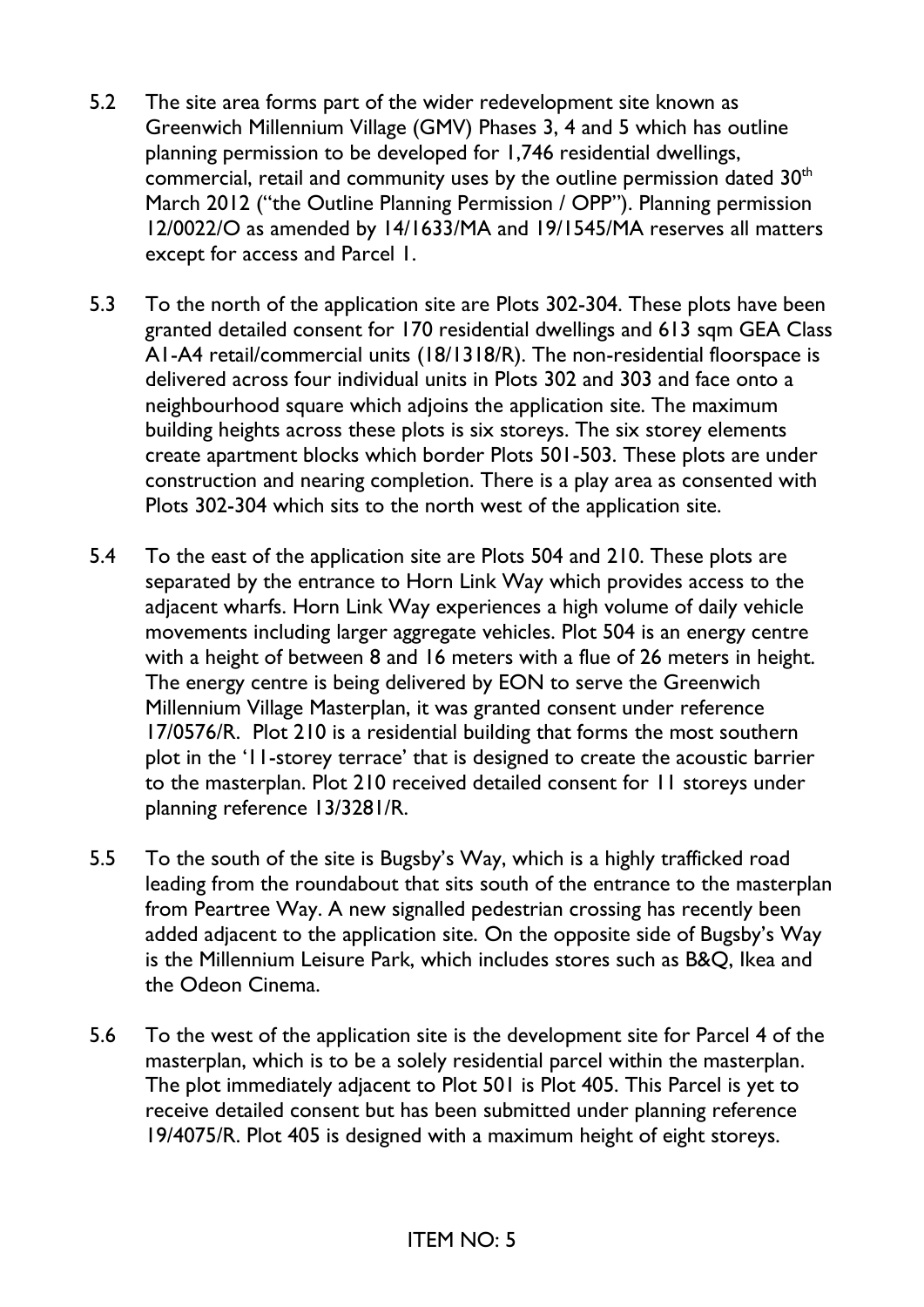5.2 The site area forms part of the wider redevelopment site known as Greenwich Millennium Village (GMV) Phases 3, 4 and 5 which has outline planning permission to be developed for 1,746 residential dwellings, commercial, retail and community uses by the outline permission dated 30th March 2012 ("the Outline Planning Permission / OPP"). Planning permission 12/0022/O as amended by 14/1633/MA and 19/1545/MA reserves all matters except for access and Parcel 1.

5.3 To the north of the application site are Plots 302-304. These plots have been granted detailed consent for 170 residential dwellings and 613 sqm GEA Class A1-A4 retail/commercial units (18/1318/R). The non-residential floorspace is delivered across four individual units in Plots 302 and 303 and face onto a neighbourhood square which adjoins the application site. The maximum building heights across these plots is six storeys. The six storey elements create apartment blocks which border Plots 501-503. These plots are under construction and nearing completion. There is a play area as consented with Plots 302-304 which sits to the north west of the application site.

5.4 To the east of the application site are Plots 504 and 210. These plots are separated by the entrance to Horn Link Way which provides access to the adjacent wharfs. Horn Link Way experiences a high volume of daily vehicle movements including larger aggregate vehicles. Plot 504 is an energy centre with a height of between 8 and 16 meters with a flue of 26 meters in height. The energy centre is being delivered by EON to serve the Greenwich Millennium Village Masterplan, it was granted consent under reference 17/0576/R. Plot 210 is a residential building that forms the most southern plot in the '11-storey terrace' that is designed to create the acoustic barrier to the masterplan. Plot 210 received detailed consent for 11 storeys under planning reference 13/3281/R.

5.5 To the south of the site is Bugsby's Way, which is a highly trafficked road leading from the roundabout that sits south of the entrance to the masterplan from Peartree Way. A new signalled pedestrian crossing has recently been added adjacent to the application site. On the opposite side of Bugsby's Way is the Millennium Leisure Park, which includes stores such as B&Q, Ikea and the Odeon Cinema.

5.6 To the west of the application site is the development site for Parcel 4 of the masterplan, which is to be a solely residential parcel within the masterplan. The plot immediately adjacent to Plot 501 is Plot 405. This Parcel is yet to receive detailed consent but has been submitted under planning reference 19/4075/R. Plot 405 is designed with a maximum height of eight storeys.

ITEM NO: 5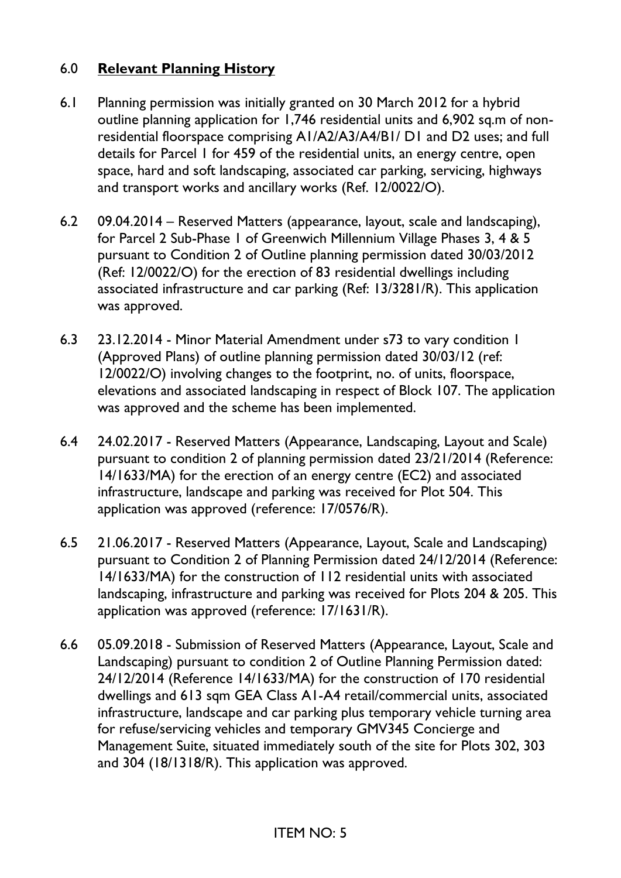## 6.0 **Relevant Planning History**

6.1 Planning permission was initially granted on 30 March 2012 for a hybrid outline planning application for 1,746 residential units and 6,902 sq.m of non-residential floorspace comprising A1/A2/A3/A4/B1/ D1 and D2 uses; and full details for Parcel 1 for 459 of the residential units, an energy centre, open space, hard and soft landscaping, associated car parking, servicing, highways and transport works and ancillary works (Ref. 12/0022/O).

6.2 09.04.2014 – Reserved Matters (appearance, layout, scale and landscaping), for Parcel 2 Sub-Phase 1 of Greenwich Millennium Village Phases 3, 4 & 5 pursuant to Condition 2 of Outline planning permission dated 30/03/2012 (Ref: 12/0022/O) for the erection of 83 residential dwellings including associated infrastructure and car parking (Ref: 13/3281/R). This application was approved.

6.3 23.12.2014 - Minor Material Amendment under s73 to vary condition 1 (Approved Plans) of outline planning permission dated 30/03/12 (ref: 12/0022/O) involving changes to the footprint, no. of units, floorspace, elevations and associated landscaping in respect of Block 107. The application was approved and the scheme has been implemented.

6.4 24.02.2017 - Reserved Matters (Appearance, Landscaping, Layout and Scale) pursuant to condition 2 of planning permission dated 23/21/2014 (Reference: 14/1633/MA) for the erection of an energy centre (EC2) and associated infrastructure, landscape and parking was received for Plot 504. This application was approved (reference: 17/0576/R).

6.5 21.06.2017 - Reserved Matters (Appearance, Layout, Scale and Landscaping) pursuant to Condition 2 of Planning Permission dated 24/12/2014 (Reference: 14/1633/MA) for the construction of 112 residential units with associated landscaping, infrastructure and parking was received for Plots 204 & 205. This application was approved (reference: 17/1631/R).

6.6 05.09.2018 - Submission of Reserved Matters (Appearance, Layout, Scale and Landscaping) pursuant to condition 2 of Outline Planning Permission dated: 24/12/2014 (Reference 14/1633/MA) for the construction of 170 residential dwellings and 613 sqm GEA Class A1-A4 retail/commercial units, associated infrastructure, landscape and car parking plus temporary vehicle turning area for refuse/servicing vehicles and temporary GMV345 Concierge and Management Suite, situated immediately south of the site for Plots 302, 303 and 304 (18/1318/R). This application was approved.

ITEM NO: 5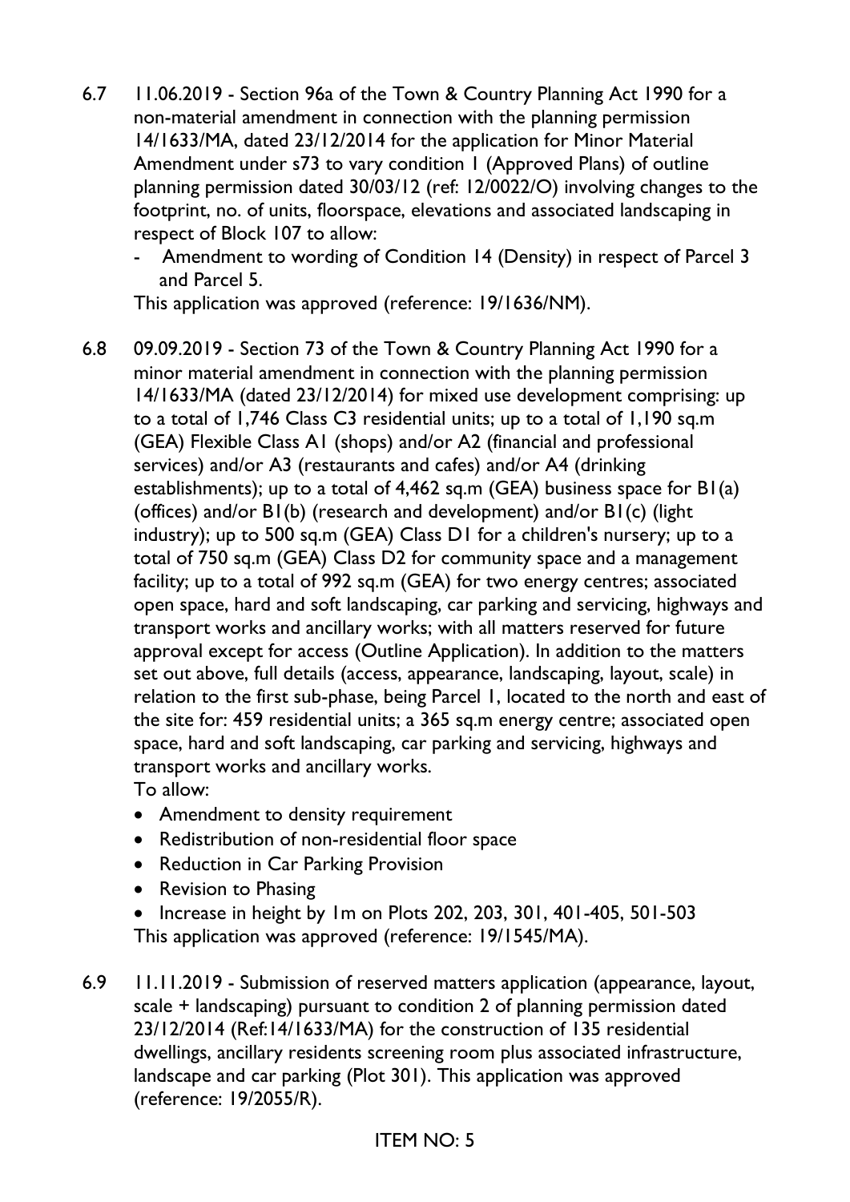6.7 11.06.2019 - Section 96a of the Town & Country Planning Act 1990 for a non-material amendment in connection with the planning permission 14/1633/MA, dated 23/12/2014 for the application for Minor Material Amendment under s73 to vary condition 1 (Approved Plans) of outline planning permission dated 30/03/12 (ref: 12/0022/O) involving changes to the footprint, no. of units, floorspace, elevations and associated landscaping in respect of Block 107 to allow:

- Amendment to wording of Condition 14 (Density) in respect of Parcel 3 and Parcel 5.

This application was approved (reference: 19/1636/NM).

6.8 09.09.2019 - Section 73 of the Town & Country Planning Act 1990 for a minor material amendment in connection with the planning permission 14/1633/MA (dated 23/12/2014) for mixed use development comprising: up to a total of 1,746 Class C3 residential units; up to a total of 1,190 sq.m (GEA) Flexible Class A1 (shops) and/or A2 (financial and professional services) and/or A3 (restaurants and cafes) and/or A4 (drinking establishments); up to a total of 4,462 sq.m (GEA) business space for B1(a) (offices) and/or B1(b) (research and development) and/or B1(c) (light industry); up to 500 sq.m (GEA) Class D1 for a children's nursery; up to a total of 750 sq.m (GEA) Class D2 for community space and a management facility; up to a total of 992 sq.m (GEA) for two energy centres; associated open space, hard and soft landscaping, car parking and servicing, highways and transport works and ancillary works; with all matters reserved for future approval except for access (Outline Application). In addition to the matters set out above, full details (access, appearance, landscaping, layout, scale) in relation to the first sub-phase, being Parcel 1, located to the north and east of the site for: 459 residential units; a 365 sq.m energy centre; associated open space, hard and soft landscaping, car parking and servicing, highways and transport works and ancillary works.

To allow:

- Amendment to density requirement
- Redistribution of non-residential floor space
- Reduction in Car Parking Provision
- Revision to Phasing
- Increase in height by 1m on Plots 202, 203, 301, 401-405, 501-503

This application was approved (reference: 19/1545/MA).

6.9 11.11.2019 - Submission of reserved matters application (appearance, layout, scale + landscaping) pursuant to condition 2 of planning permission dated 23/12/2014 (Ref:14/1633/MA) for the construction of 135 residential dwellings, ancillary residents screening room plus associated infrastructure, landscape and car parking (Plot 301). This application was approved (reference: 19/2055/R).

ITEM NO: 5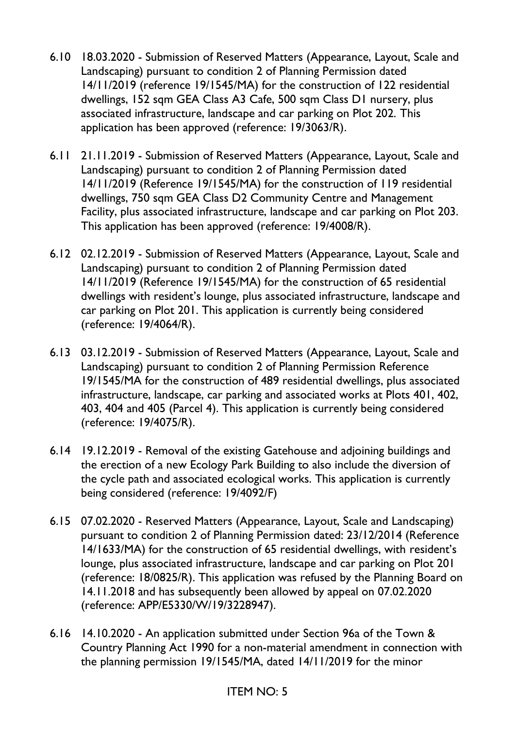6.10 18.03.2020 - Submission of Reserved Matters (Appearance, Layout, Scale and Landscaping) pursuant to condition 2 of Planning Permission dated 14/11/2019 (reference 19/1545/MA) for the construction of 122 residential dwellings, 152 sqm GEA Class A3 Cafe, 500 sqm Class D1 nursery, plus associated infrastructure, landscape and car parking on Plot 202. This application has been approved (reference: 19/3063/R).

6.11 21.11.2019 - Submission of Reserved Matters (Appearance, Layout, Scale and Landscaping) pursuant to condition 2 of Planning Permission dated 14/11/2019 (Reference 19/1545/MA) for the construction of 119 residential dwellings, 750 sqm GEA Class D2 Community Centre and Management Facility, plus associated infrastructure, landscape and car parking on Plot 203. This application has been approved (reference: 19/4008/R).

6.12 02.12.2019 - Submission of Reserved Matters (Appearance, Layout, Scale and Landscaping) pursuant to condition 2 of Planning Permission dated 14/11/2019 (Reference 19/1545/MA) for the construction of 65 residential dwellings with resident's lounge, plus associated infrastructure, landscape and car parking on Plot 201. This application is currently being considered (reference: 19/4064/R).

6.13 03.12.2019 - Submission of Reserved Matters (Appearance, Layout, Scale and Landscaping) pursuant to condition 2 of Planning Permission Reference 19/1545/MA for the construction of 489 residential dwellings, plus associated infrastructure, landscape, car parking and associated works at Plots 401, 402, 403, 404 and 405 (Parcel 4). This application is currently being considered (reference: 19/4075/R).

6.14 19.12.2019 - Removal of the existing Gatehouse and adjoining buildings and the erection of a new Ecology Park Building to also include the diversion of the cycle path and associated ecological works. This application is currently being considered (reference: 19/4092/F)

6.15 07.02.2020 - Reserved Matters (Appearance, Layout, Scale and Landscaping) pursuant to condition 2 of Planning Permission dated: 23/12/2014 (Reference 14/1633/MA) for the construction of 65 residential dwellings, with resident's lounge, plus associated infrastructure, landscape and car parking on Plot 201 (reference: 18/0825/R). This application was refused by the Planning Board on 14.11.2018 and has subsequently been allowed by appeal on 07.02.2020 (reference: APP/E5330/W/19/3228947).

6.16 14.10.2020 - An application submitted under Section 96a of the Town & Country Planning Act 1990 for a non-material amendment in connection with the planning permission 19/1545/MA, dated 14/11/2019 for the minor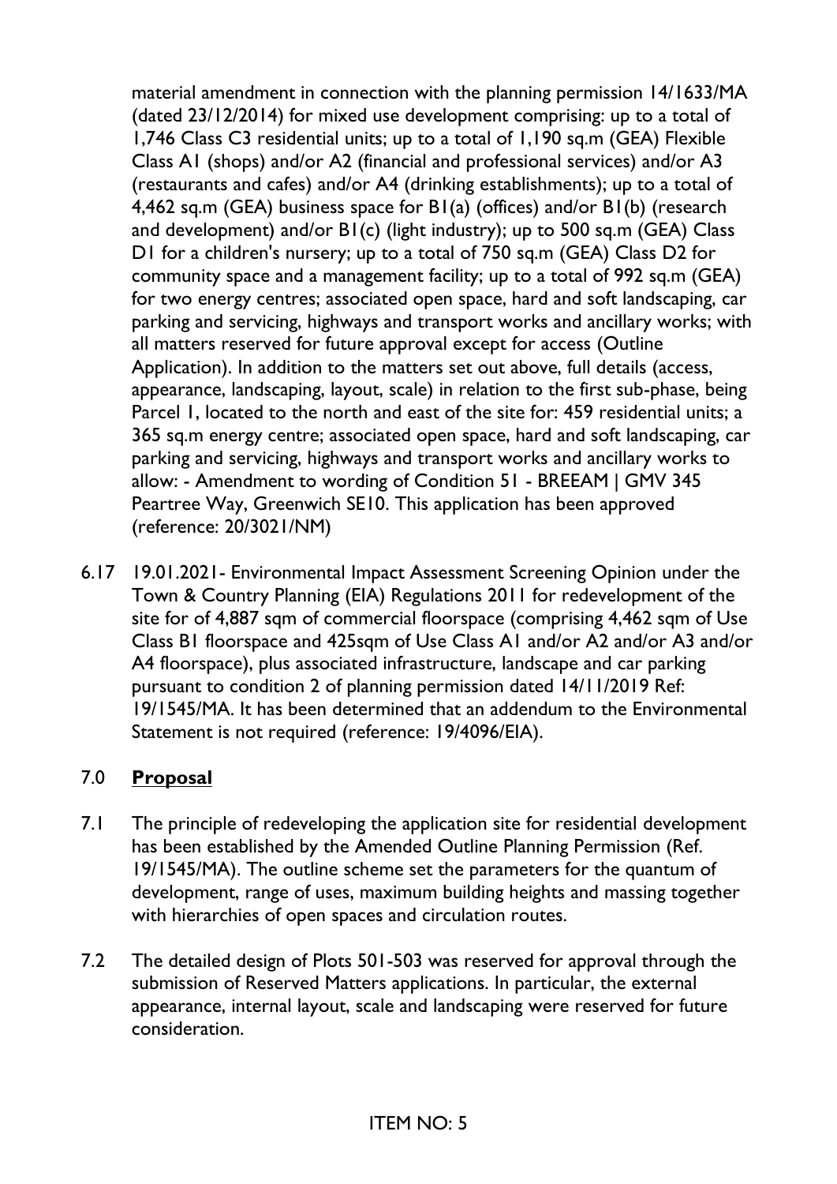material amendment in connection with the planning permission 14/1633/MA (dated 23/12/2014) for mixed use development comprising: up to a total of 1,746 Class C3 residential units; up to a total of 1,190 sq.m (GEA) Flexible Class A1 (shops) and/or A2 (financial and professional services) and/or A3 (restaurants and cafes) and/or A4 (drinking establishments); up to a total of 4,462 sq.m (GEA) business space for B1(a) (offices) and/or B1(b) (research and development) and/or B1(c) (light industry); up to 500 sq.m (GEA) Class D1 for a children's nursery; up to a total of 750 sq.m (GEA) Class D2 for community space and a management facility; up to a total of 992 sq.m (GEA) for two energy centres; associated open space, hard and soft landscaping, car parking and servicing, highways and transport works and ancillary works; with all matters reserved for future approval except for access (Outline Application). In addition to the matters set out above, full details (access, appearance, landscaping, layout, scale) in relation to the first sub-phase, being Parcel 1, located to the north and east of the site for: 459 residential units; a 365 sq.m energy centre; associated open space, hard and soft landscaping, car parking and servicing, highways and transport works and ancillary works to allow: - Amendment to wording of Condition 51 - BREEAM | GMV 345 Peartree Way, Greenwich SE10. This application has been approved (reference: 20/3021/NM)

6.17 19.01.2021- Environmental Impact Assessment Screening Opinion under the Town & Country Planning (EIA) Regulations 2011 for redevelopment of the site for of 4,887 sqm of commercial floorspace (comprising 4,462 sqm of Use Class B1 floorspace and 425sqm of Use Class A1 and/or A2 and/or A3 and/or A4 floorspace), plus associated infrastructure, landscape and car parking pursuant to condition 2 of planning permission dated 14/11/2019 Ref: 19/1545/MA. It has been determined that an addendum to the Environmental Statement is not required (reference: 19/4096/EIA).

## 7.0 **Proposal**

7.1 The principle of redeveloping the application site for residential development has been established by the Amended Outline Planning Permission (Ref. 19/1545/MA). The outline scheme set the parameters for the quantum of development, range of uses, maximum building heights and massing together with hierarchies of open spaces and circulation routes.

7.2 The detailed design of Plots 501-503 was reserved for approval through the submission of Reserved Matters applications. In particular, the external appearance, internal layout, scale and landscaping were reserved for future consideration.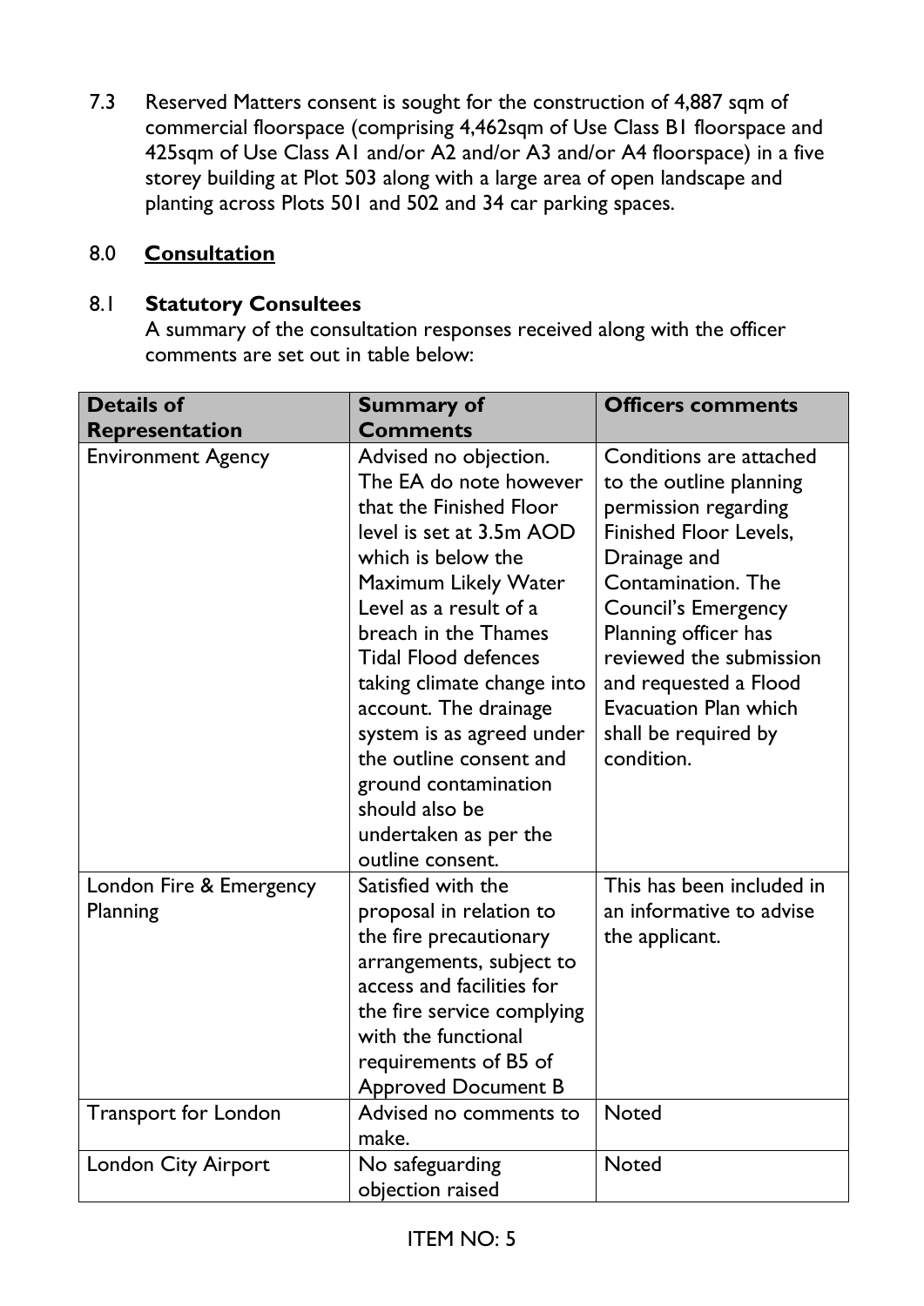7.3 Reserved Matters consent is sought for the construction of 4,887 sqm of commercial floorspace (comprising 4,462sqm of Use Class B1 floorspace and 425sqm of Use Class A1 and/or A2 and/or A3 and/or A4 floorspace) in a five storey building at Plot 503 along with a large area of open landscape and planting across Plots 501 and 502 and 34 car parking spaces.

## 8.0 Consultation

### 8.1 Statutory Consultees

A summary of the consultation responses received along with the officer comments are set out in table below:

| Details of Representation | Summary of Comments | Officers comments |
|---|---|---|
| Environment Agency | Advised no objection. The EA do note however that the Finished Floor level is set at 3.5m AOD which is below the Maximum Likely Water Level as a result of a breach in the Thames Tidal Flood defences taking climate change into account. The drainage system is as agreed under the outline consent and ground contamination should also be undertaken as per the outline consent. | Conditions are attached to the outline planning permission regarding Finished Floor Levels, Drainage and Contamination. The Council's Emergency Planning officer has reviewed the submission and requested a Flood Evacuation Plan which shall be required by condition. |
| London Fire & Emergency Planning | Satisfied with the proposal in relation to the fire precautionary arrangements, subject to access and facilities for the fire service complying with the functional requirements of B5 of Approved Document B | This has been included in an informative to advise the applicant. |
| Transport for London | Advised no comments to make. | Noted |
| London City Airport | No safeguarding objection raised | Noted |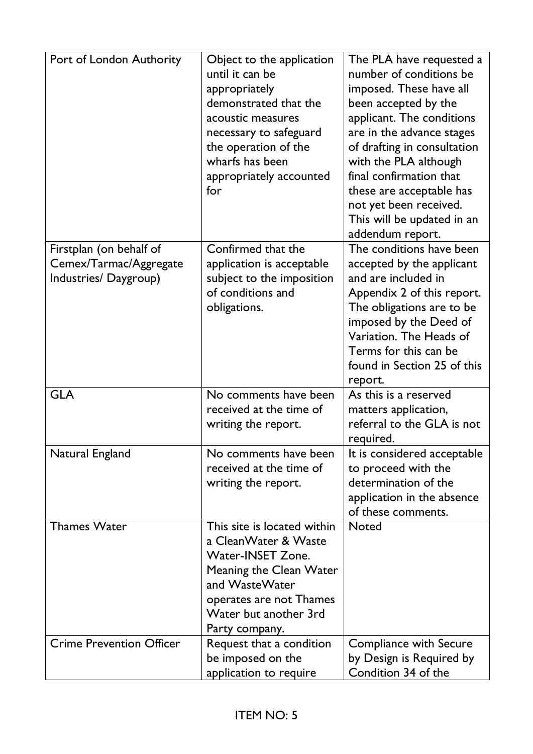| | | |
|---|---|---|
| Port of London Authority | Object to the application until it can be appropriately demonstrated that the acoustic measures necessary to safeguard the operation of the wharfs has been appropriately accounted for | The PLA have requested a number of conditions be imposed. These have all been accepted by the applicant. The conditions are in the advance stages of drafting in consultation with the PLA although final confirmation that these are acceptable has not yet been received. This will be updated in an addendum report. |
| Firstplan (on behalf of Cemex/Tarmac/Aggregate Industries/ Daygroup) | Confirmed that the application is acceptable subject to the imposition of conditions and obligations. | The conditions have been accepted by the applicant and are included in Appendix 2 of this report. The obligations are to be imposed by the Deed of Variation. The Heads of Terms for this can be found in Section 25 of this report. |
| GLA | No comments have been received at the time of writing the report. | As this is a reserved matters application, referral to the GLA is not required. |
| Natural England | No comments have been received at the time of writing the report. | It is considered acceptable to proceed with the determination of the application in the absence of these comments. |
| Thames Water | This site is located within a CleanWater & Waste Water-INSET Zone. Meaning the Clean Water and WasteWater operates are not Thames Water but another 3rd Party company. | Noted |
| Crime Prevention Officer | Request that a condition be imposed on the application to require | Compliance with Secure by Design is Required by Condition 34 of the |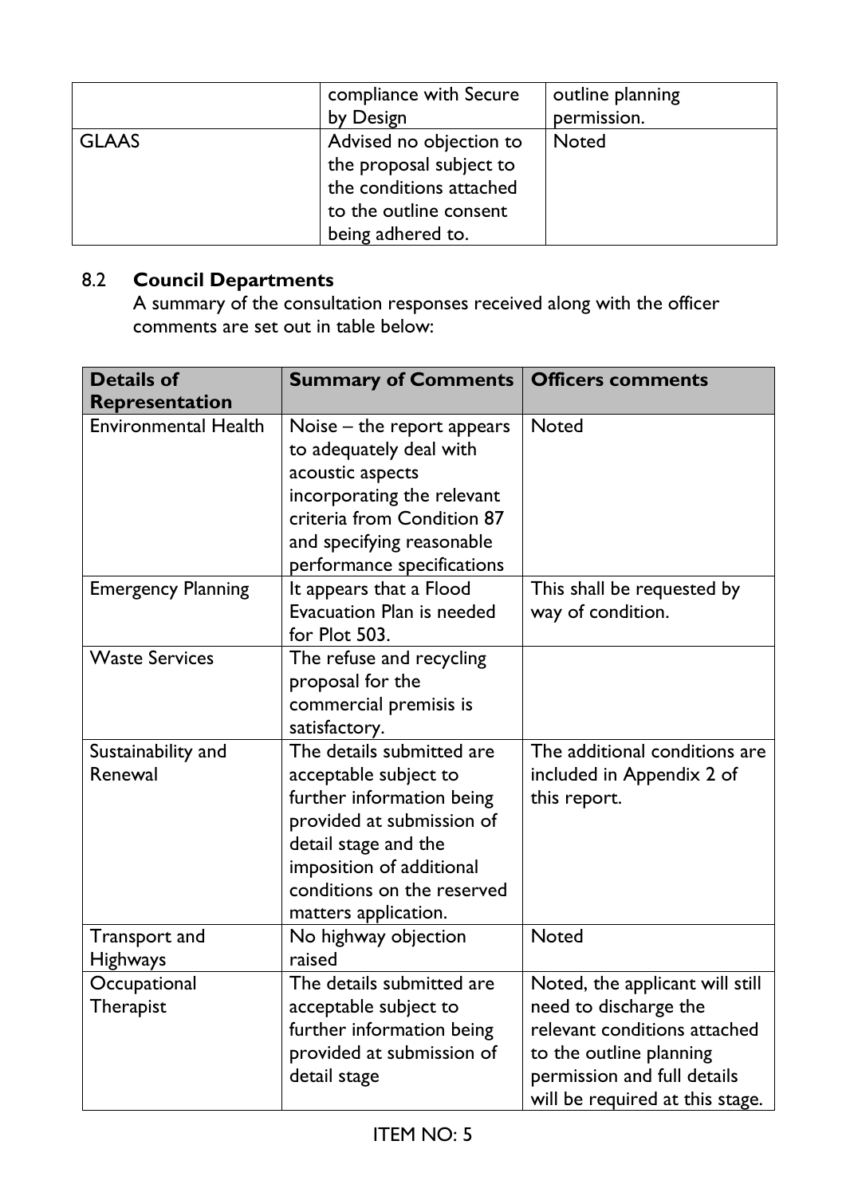|  | compliance with Secure by Design | outline planning permission. |
|---|---|---|
| GLAAS | Advised no objection to the proposal subject to the conditions attached to the outline consent being adhered to. | Noted |

## 8.2 Council Departments

A summary of the consultation responses received along with the officer comments are set out in table below:

| Details of Representation | Summary of Comments | Officers comments |
|---|---|---|
| Environmental Health | Noise – the report appears to adequately deal with acoustic aspects incorporating the relevant criteria from Condition 87 and specifying reasonable performance specifications | Noted |
| Emergency Planning | It appears that a Flood Evacuation Plan is needed for Plot 503. | This shall be requested by way of condition. |
| Waste Services | The refuse and recycling proposal for the commercial premisis is satisfactory. | |
| Sustainability and Renewal | The details submitted are acceptable subject to further information being provided at submission of detail stage and the imposition of additional conditions on the reserved matters application. | The additional conditions are included in Appendix 2 of this report. |
| Transport and Highways | No highway objection raised | Noted |
| Occupational Therapist | The details submitted are acceptable subject to further information being provided at submission of detail stage | Noted, the applicant will still need to discharge the relevant conditions attached to the outline planning permission and full details will be required at this stage. |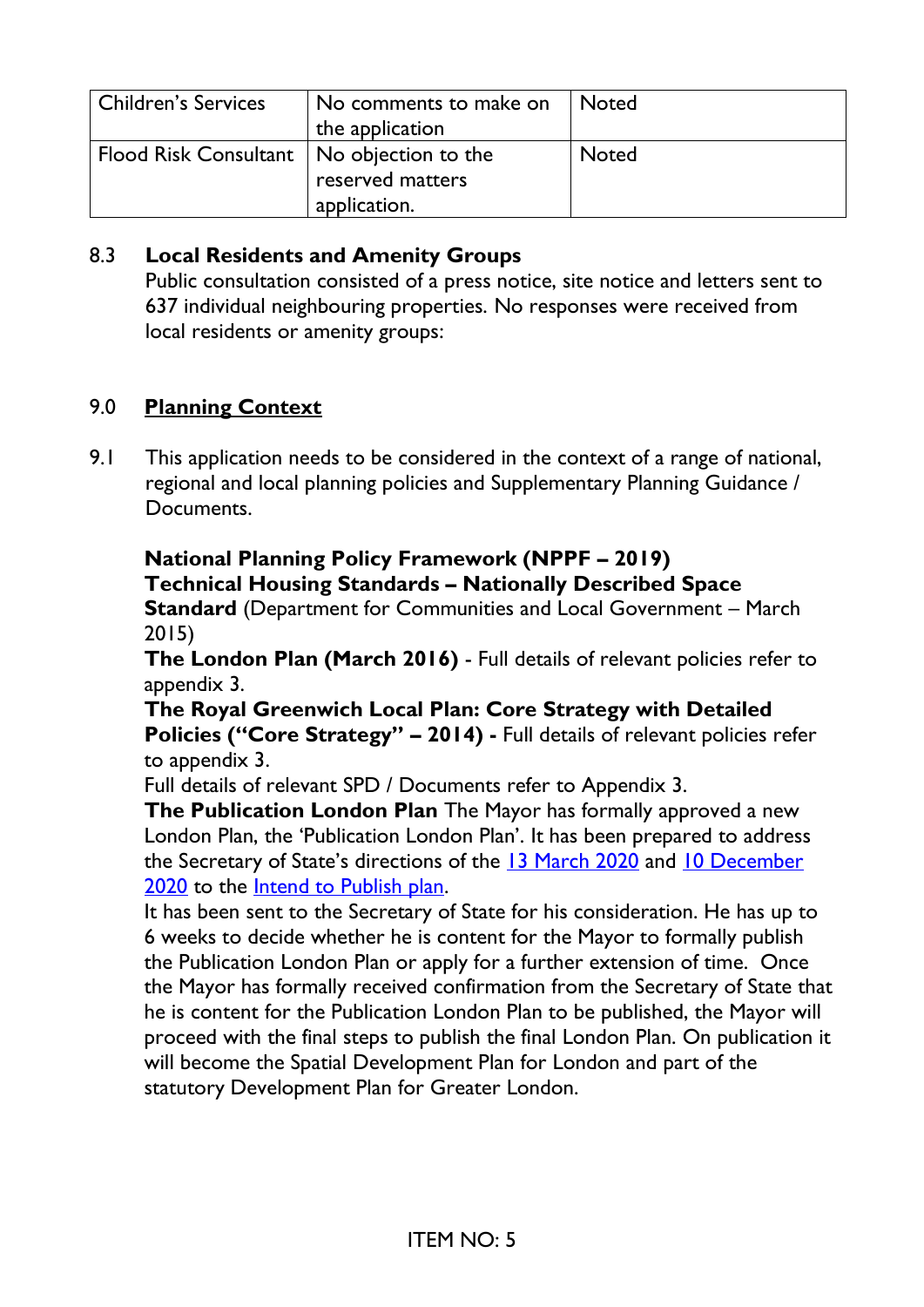| Children's Services | No comments to make on the application | Noted |
|---|---|---|
| Flood Risk Consultant | No objection to the reserved matters application. | Noted |

## 8.3 Local Residents and Amenity Groups

Public consultation consisted of a press notice, site notice and letters sent to 637 individual neighbouring properties. No responses were received from local residents or amenity groups:

## 9.0 Planning Context

9.1 This application needs to be considered in the context of a range of national, regional and local planning policies and Supplementary Planning Guidance / Documents.

**National Planning Policy Framework (NPPF – 2019)**
**Technical Housing Standards – Nationally Described Space Standard** (Department for Communities and Local Government – March 2015)
**The London Plan (March 2016)** - Full details of relevant policies refer to appendix 3.
**The Royal Greenwich Local Plan: Core Strategy with Detailed Policies ("Core Strategy" – 2014) -** Full details of relevant policies refer to appendix 3.
Full details of relevant SPD / Documents refer to Appendix 3.
**The Publication London Plan** The Mayor has formally approved a new London Plan, the 'Publication London Plan'. It has been prepared to address the Secretary of State's directions of the 13 March 2020 and 10 December 2020 to the Intend to Publish plan.

It has been sent to the Secretary of State for his consideration. He has up to 6 weeks to decide whether he is content for the Mayor to formally publish the Publication London Plan or apply for a further extension of time. Once the Mayor has formally received confirmation from the Secretary of State that he is content for the Publication London Plan to be published, the Mayor will proceed with the final steps to publish the final London Plan. On publication it will become the Spatial Development Plan for London and part of the statutory Development Plan for Greater London.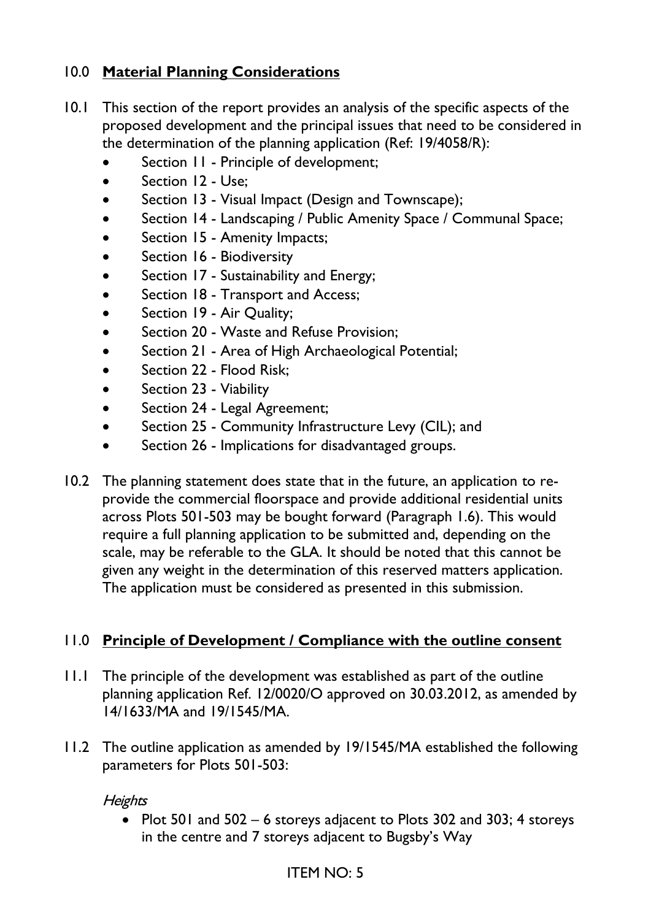## 10.0 **Material Planning Considerations**

10.1 This section of the report provides an analysis of the specific aspects of the proposed development and the principal issues that need to be considered in the determination of the planning application (Ref: 19/4058/R):

- Section 11 - Principle of development;
- Section 12 - Use;
- Section 13 - Visual Impact (Design and Townscape);
- Section 14 - Landscaping / Public Amenity Space / Communal Space;
- Section 15 - Amenity Impacts;
- Section 16 - Biodiversity
- Section 17 - Sustainability and Energy;
- Section 18 - Transport and Access;
- Section 19 - Air Quality;
- Section 20 - Waste and Refuse Provision;
- Section 21 - Area of High Archaeological Potential;
- Section 22 - Flood Risk;
- Section 23 - Viability
- Section 24 - Legal Agreement;
- Section 25 - Community Infrastructure Levy (CIL); and
- Section 26 - Implications for disadvantaged groups.

10.2 The planning statement does state that in the future, an application to re-provide the commercial floorspace and provide additional residential units across Plots 501-503 may be bought forward (Paragraph 1.6). This would require a full planning application to be submitted and, depending on the scale, may be referable to the GLA. It should be noted that this cannot be given any weight in the determination of this reserved matters application. The application must be considered as presented in this submission.

## 11.0 **Principle of Development / Compliance with the outline consent**

11.1 The principle of the development was established as part of the outline planning application Ref. 12/0020/O approved on 30.03.2012, as amended by 14/1633/MA and 19/1545/MA.

11.2 The outline application as amended by 19/1545/MA established the following parameters for Plots 501-503:

*Heights*

- Plot 501 and 502 – 6 storeys adjacent to Plots 302 and 303; 4 storeys in the centre and 7 storeys adjacent to Bugsby's Way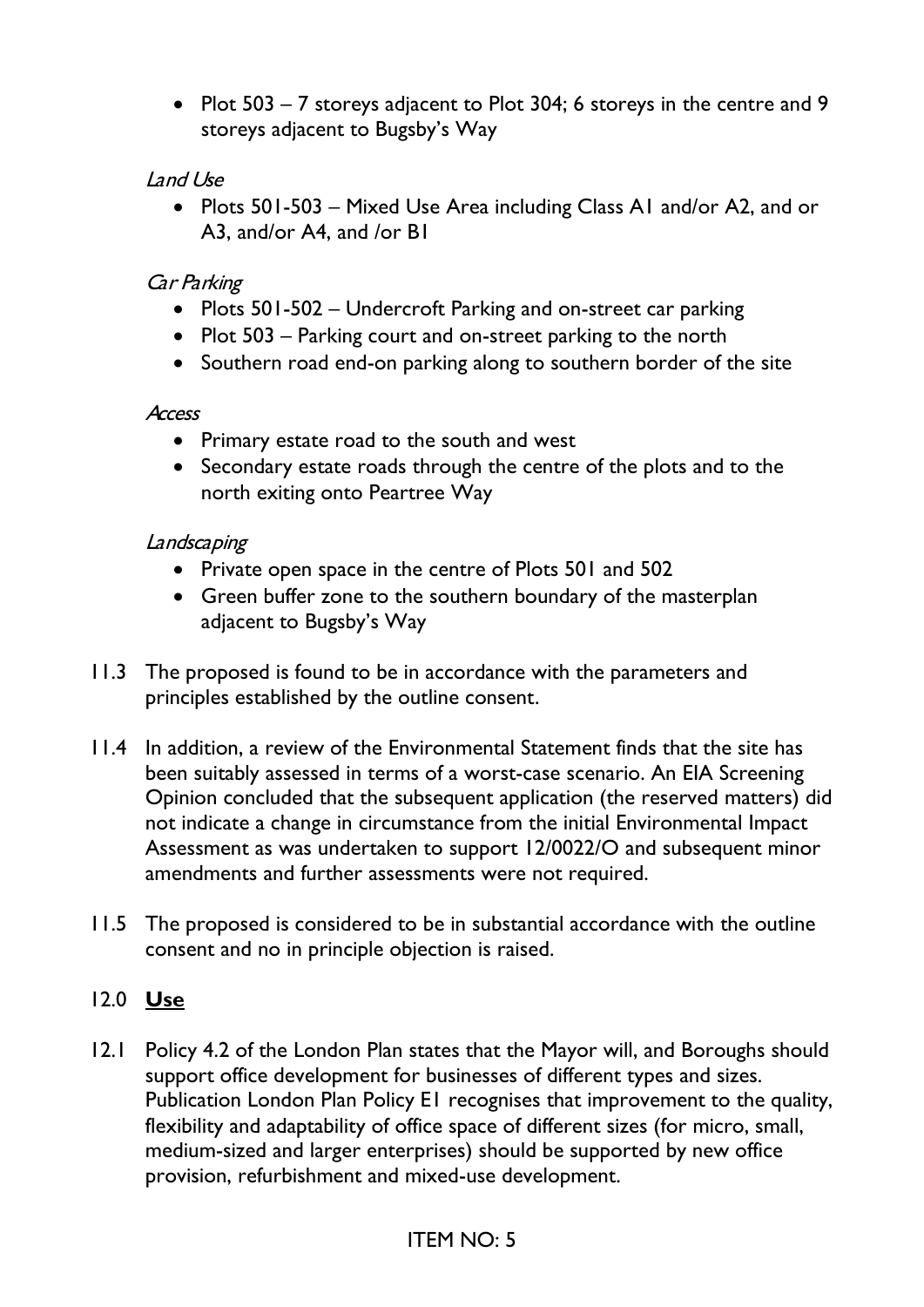- Plot 503 – 7 storeys adjacent to Plot 304; 6 storeys in the centre and 9 storeys adjacent to Bugsby's Way

*Land Use*

- Plots 501-503 – Mixed Use Area including Class A1 and/or A2, and or A3, and/or A4, and /or B1

*Car Parking*

- Plots 501-502 – Undercroft Parking and on-street car parking
- Plot 503 – Parking court and on-street parking to the north
- Southern road end-on parking along to southern border of the site

*Access*

- Primary estate road to the south and west
- Secondary estate roads through the centre of the plots and to the north exiting onto Peartree Way

*Landscaping*

- Private open space in the centre of Plots 501 and 502
- Green buffer zone to the southern boundary of the masterplan adjacent to Bugsby's Way

11.3 The proposed is found to be in accordance with the parameters and principles established by the outline consent.

11.4 In addition, a review of the Environmental Statement finds that the site has been suitably assessed in terms of a worst-case scenario. An EIA Screening Opinion concluded that the subsequent application (the reserved matters) did not indicate a change in circumstance from the initial Environmental Impact Assessment as was undertaken to support 12/0022/O and subsequent minor amendments and further assessments were not required.

11.5 The proposed is considered to be in substantial accordance with the outline consent and no in principle objection is raised.

## 12.0 Use

12.1 Policy 4.2 of the London Plan states that the Mayor will, and Boroughs should support office development for businesses of different types and sizes. Publication London Plan Policy E1 recognises that improvement to the quality, flexibility and adaptability of office space of different sizes (for micro, small, medium-sized and larger enterprises) should be supported by new office provision, refurbishment and mixed-use development.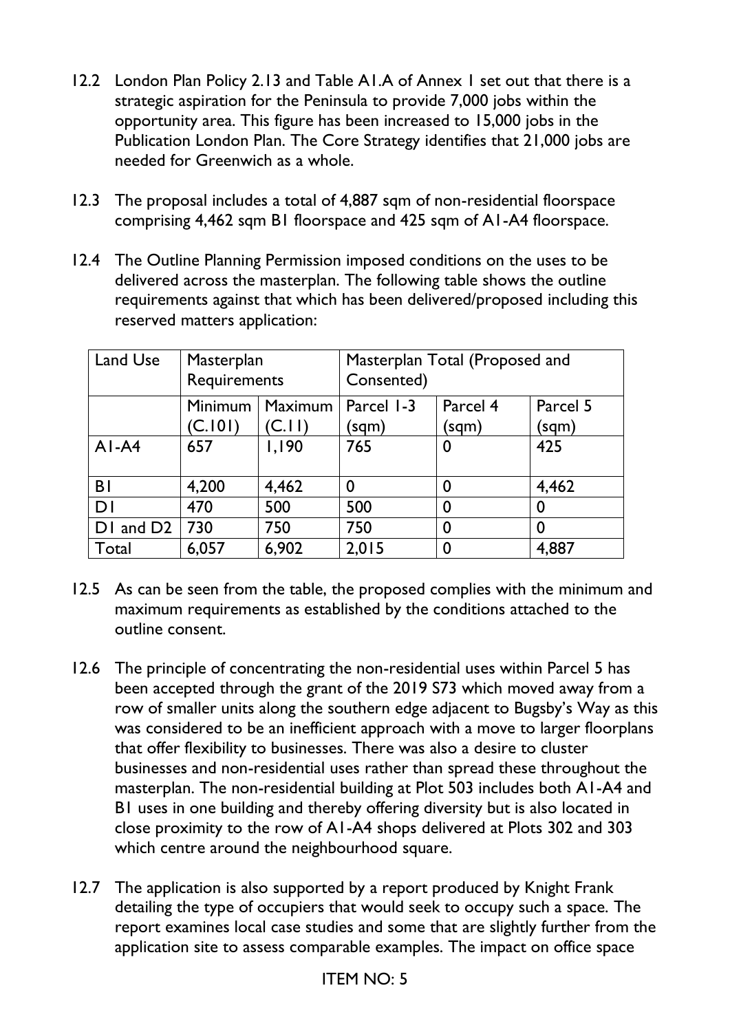12.2 London Plan Policy 2.13 and Table A1.A of Annex 1 set out that there is a strategic aspiration for the Peninsula to provide 7,000 jobs within the opportunity area. This figure has been increased to 15,000 jobs in the Publication London Plan. The Core Strategy identifies that 21,000 jobs are needed for Greenwich as a whole.

12.3 The proposal includes a total of 4,887 sqm of non-residential floorspace comprising 4,462 sqm B1 floorspace and 425 sqm of A1-A4 floorspace.

12.4 The Outline Planning Permission imposed conditions on the uses to be delivered across the masterplan. The following table shows the outline requirements against that which has been delivered/proposed including this reserved matters application:

| Land Use | Masterplan Requirements | | Masterplan Total (Proposed and Consented) | | |
|---|---|---|---|---|---|
| | Minimum (C.101) | Maximum (C.11) | Parcel 1-3 (sqm) | Parcel 4 (sqm) | Parcel 5 (sqm) |
| A1-A4 | 657 | 1,190 | 765 | 0 | 425 |
| B1 | 4,200 | 4,462 | 0 | 0 | 4,462 |
| D1 | 470 | 500 | 500 | 0 | 0 |
| D1 and D2 | 730 | 750 | 750 | 0 | 0 |
| Total | 6,057 | 6,902 | 2,015 | 0 | 4,887 |

12.5 As can be seen from the table, the proposed complies with the minimum and maximum requirements as established by the conditions attached to the outline consent.

12.6 The principle of concentrating the non-residential uses within Parcel 5 has been accepted through the grant of the 2019 S73 which moved away from a row of smaller units along the southern edge adjacent to Bugsby's Way as this was considered to be an inefficient approach with a move to larger floorplans that offer flexibility to businesses. There was also a desire to cluster businesses and non-residential uses rather than spread these throughout the masterplan. The non-residential building at Plot 503 includes both A1-A4 and B1 uses in one building and thereby offering diversity but is also located in close proximity to the row of A1-A4 shops delivered at Plots 302 and 303 which centre around the neighbourhood square.

12.7 The application is also supported by a report produced by Knight Frank detailing the type of occupiers that would seek to occupy such a space. The report examines local case studies and some that are slightly further from the application site to assess comparable examples. The impact on office space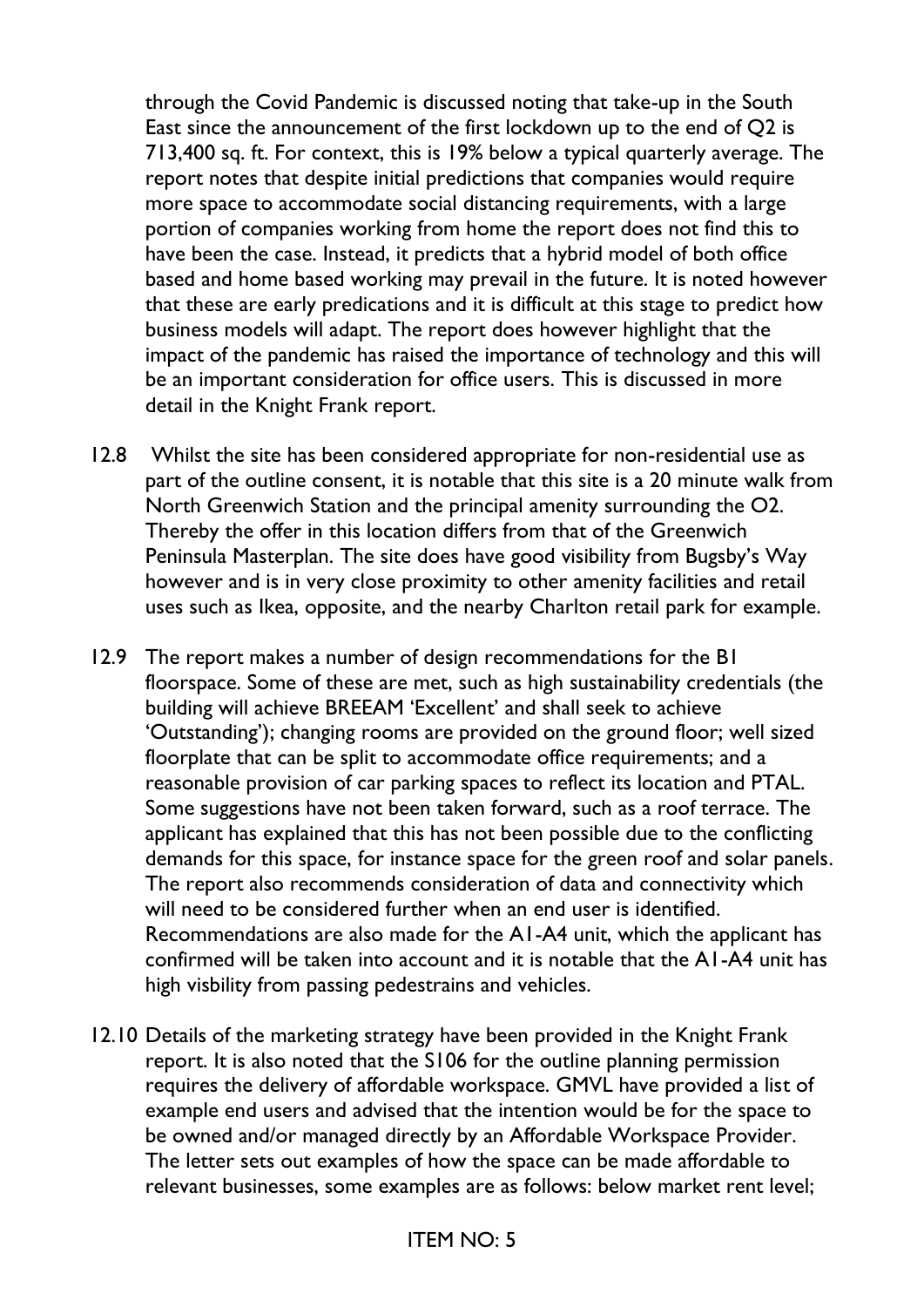through the Covid Pandemic is discussed noting that take-up in the South East since the announcement of the first lockdown up to the end of Q2 is 713,400 sq. ft. For context, this is 19% below a typical quarterly average. The report notes that despite initial predictions that companies would require more space to accommodate social distancing requirements, with a large portion of companies working from home the report does not find this to have been the case. Instead, it predicts that a hybrid model of both office based and home based working may prevail in the future. It is noted however that these are early predications and it is difficult at this stage to predict how business models will adapt. The report does however highlight that the impact of the pandemic has raised the importance of technology and this will be an important consideration for office users. This is discussed in more detail in the Knight Frank report.

12.8 Whilst the site has been considered appropriate for non-residential use as part of the outline consent, it is notable that this site is a 20 minute walk from North Greenwich Station and the principal amenity surrounding the O2. Thereby the offer in this location differs from that of the Greenwich Peninsula Masterplan. The site does have good visibility from Bugsby's Way however and is in very close proximity to other amenity facilities and retail uses such as Ikea, opposite, and the nearby Charlton retail park for example.

12.9 The report makes a number of design recommendations for the B1 floorspace. Some of these are met, such as high sustainability credentials (the building will achieve BREEAM 'Excellent' and shall seek to achieve 'Outstanding'); changing rooms are provided on the ground floor; well sized floorplate that can be split to accommodate office requirements; and a reasonable provision of car parking spaces to reflect its location and PTAL. Some suggestions have not been taken forward, such as a roof terrace. The applicant has explained that this has not been possible due to the conflicting demands for this space, for instance space for the green roof and solar panels. The report also recommends consideration of data and connectivity which will need to be considered further when an end user is identified. Recommendations are also made for the A1-A4 unit, which the applicant has confirmed will be taken into account and it is notable that the A1-A4 unit has high visbility from passing pedestrains and vehicles.

12.10 Details of the marketing strategy have been provided in the Knight Frank report. It is also noted that the S106 for the outline planning permission requires the delivery of affordable workspace. GMVL have provided a list of example end users and advised that the intention would be for the space to be owned and/or managed directly by an Affordable Workspace Provider. The letter sets out examples of how the space can be made affordable to relevant businesses, some examples are as follows: below market rent level;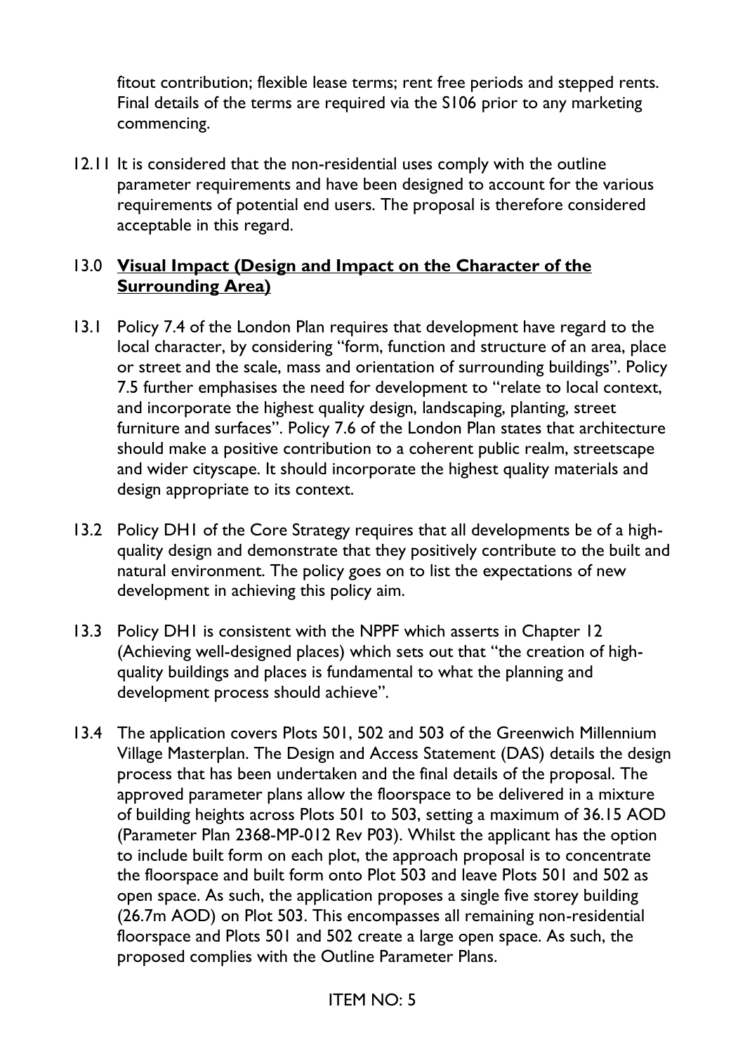fitout contribution; flexible lease terms; rent free periods and stepped rents. Final details of the terms are required via the S106 prior to any marketing commencing.

12.11 It is considered that the non-residential uses comply with the outline parameter requirements and have been designed to account for the various requirements of potential end users. The proposal is therefore considered acceptable in this regard.

## 13.0 **Visual Impact (Design and Impact on the Character of the Surrounding Area)**

13.1 Policy 7.4 of the London Plan requires that development have regard to the local character, by considering "form, function and structure of an area, place or street and the scale, mass and orientation of surrounding buildings". Policy 7.5 further emphasises the need for development to "relate to local context, and incorporate the highest quality design, landscaping, planting, street furniture and surfaces". Policy 7.6 of the London Plan states that architecture should make a positive contribution to a coherent public realm, streetscape and wider cityscape. It should incorporate the highest quality materials and design appropriate to its context.

13.2 Policy DH1 of the Core Strategy requires that all developments be of a high-quality design and demonstrate that they positively contribute to the built and natural environment. The policy goes on to list the expectations of new development in achieving this policy aim.

13.3 Policy DH1 is consistent with the NPPF which asserts in Chapter 12 (Achieving well-designed places) which sets out that "the creation of high-quality buildings and places is fundamental to what the planning and development process should achieve".

13.4 The application covers Plots 501, 502 and 503 of the Greenwich Millennium Village Masterplan. The Design and Access Statement (DAS) details the design process that has been undertaken and the final details of the proposal. The approved parameter plans allow the floorspace to be delivered in a mixture of building heights across Plots 501 to 503, setting a maximum of 36.15 AOD (Parameter Plan 2368-MP-012 Rev P03). Whilst the applicant has the option to include built form on each plot, the approach proposal is to concentrate the floorspace and built form onto Plot 503 and leave Plots 501 and 502 as open space. As such, the application proposes a single five storey building (26.7m AOD) on Plot 503. This encompasses all remaining non-residential floorspace and Plots 501 and 502 create a large open space. As such, the proposed complies with the Outline Parameter Plans.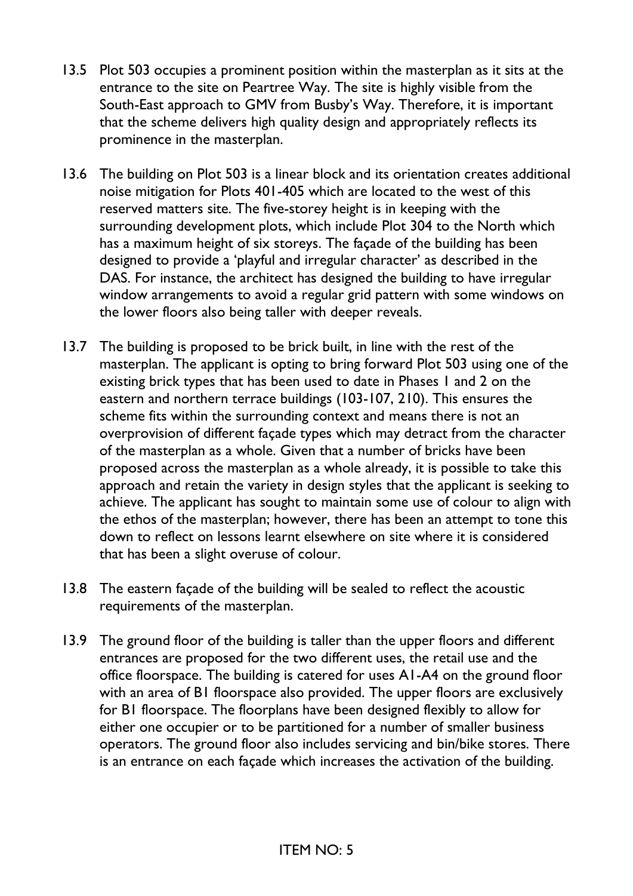13.5 Plot 503 occupies a prominent position within the masterplan as it sits at the entrance to the site on Peartree Way. The site is highly visible from the South-East approach to GMV from Busby's Way. Therefore, it is important that the scheme delivers high quality design and appropriately reflects its prominence in the masterplan.

13.6 The building on Plot 503 is a linear block and its orientation creates additional noise mitigation for Plots 401-405 which are located to the west of this reserved matters site. The five-storey height is in keeping with the surrounding development plots, which include Plot 304 to the North which has a maximum height of six storeys. The façade of the building has been designed to provide a 'playful and irregular character' as described in the DAS. For instance, the architect has designed the building to have irregular window arrangements to avoid a regular grid pattern with some windows on the lower floors also being taller with deeper reveals.

13.7 The building is proposed to be brick built, in line with the rest of the masterplan. The applicant is opting to bring forward Plot 503 using one of the existing brick types that has been used to date in Phases 1 and 2 on the eastern and northern terrace buildings (103-107, 210). This ensures the scheme fits within the surrounding context and means there is not an overprovision of different façade types which may detract from the character of the masterplan as a whole. Given that a number of bricks have been proposed across the masterplan as a whole already, it is possible to take this approach and retain the variety in design styles that the applicant is seeking to achieve. The applicant has sought to maintain some use of colour to align with the ethos of the masterplan; however, there has been an attempt to tone this down to reflect on lessons learnt elsewhere on site where it is considered that has been a slight overuse of colour.

13.8 The eastern façade of the building will be sealed to reflect the acoustic requirements of the masterplan.

13.9 The ground floor of the building is taller than the upper floors and different entrances are proposed for the two different uses, the retail use and the office floorspace. The building is catered for uses A1-A4 on the ground floor with an area of B1 floorspace also provided. The upper floors are exclusively for B1 floorspace. The floorplans have been designed flexibly to allow for either one occupier or to be partitioned for a number of smaller business operators. The ground floor also includes servicing and bin/bike stores. There is an entrance on each façade which increases the activation of the building.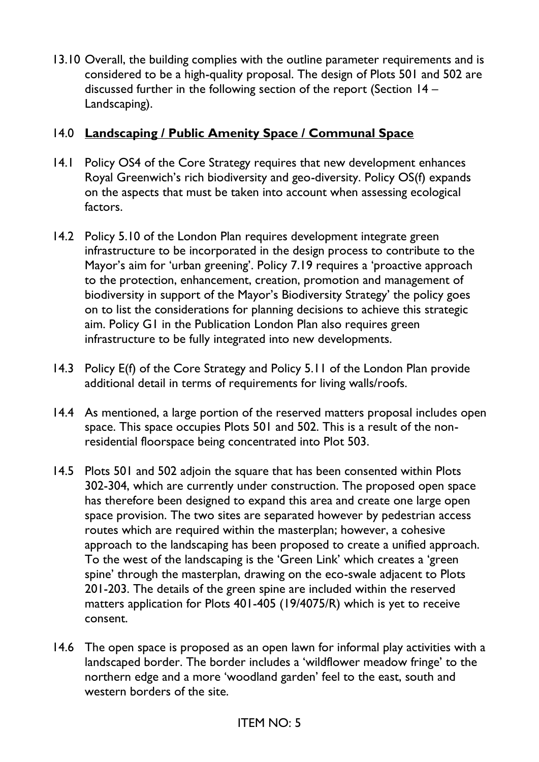13.10 Overall, the building complies with the outline parameter requirements and is considered to be a high-quality proposal. The design of Plots 501 and 502 are discussed further in the following section of the report (Section 14 – Landscaping).

## 14.0 **Landscaping / Public Amenity Space / Communal Space**

14.1 Policy OS4 of the Core Strategy requires that new development enhances Royal Greenwich's rich biodiversity and geo-diversity. Policy OS(f) expands on the aspects that must be taken into account when assessing ecological factors.

14.2 Policy 5.10 of the London Plan requires development integrate green infrastructure to be incorporated in the design process to contribute to the Mayor's aim for 'urban greening'. Policy 7.19 requires a 'proactive approach to the protection, enhancement, creation, promotion and management of biodiversity in support of the Mayor's Biodiversity Strategy' the policy goes on to list the considerations for planning decisions to achieve this strategic aim. Policy G1 in the Publication London Plan also requires green infrastructure to be fully integrated into new developments.

14.3 Policy E(f) of the Core Strategy and Policy 5.11 of the London Plan provide additional detail in terms of requirements for living walls/roofs.

14.4 As mentioned, a large portion of the reserved matters proposal includes open space. This space occupies Plots 501 and 502. This is a result of the non-residential floorspace being concentrated into Plot 503.

14.5 Plots 501 and 502 adjoin the square that has been consented within Plots 302-304, which are currently under construction. The proposed open space has therefore been designed to expand this area and create one large open space provision. The two sites are separated however by pedestrian access routes which are required within the masterplan; however, a cohesive approach to the landscaping has been proposed to create a unified approach. To the west of the landscaping is the 'Green Link' which creates a 'green spine' through the masterplan, drawing on the eco-swale adjacent to Plots 201-203. The details of the green spine are included within the reserved matters application for Plots 401-405 (19/4075/R) which is yet to receive consent.

14.6 The open space is proposed as an open lawn for informal play activities with a landscaped border. The border includes a 'wildflower meadow fringe' to the northern edge and a more 'woodland garden' feel to the east, south and western borders of the site.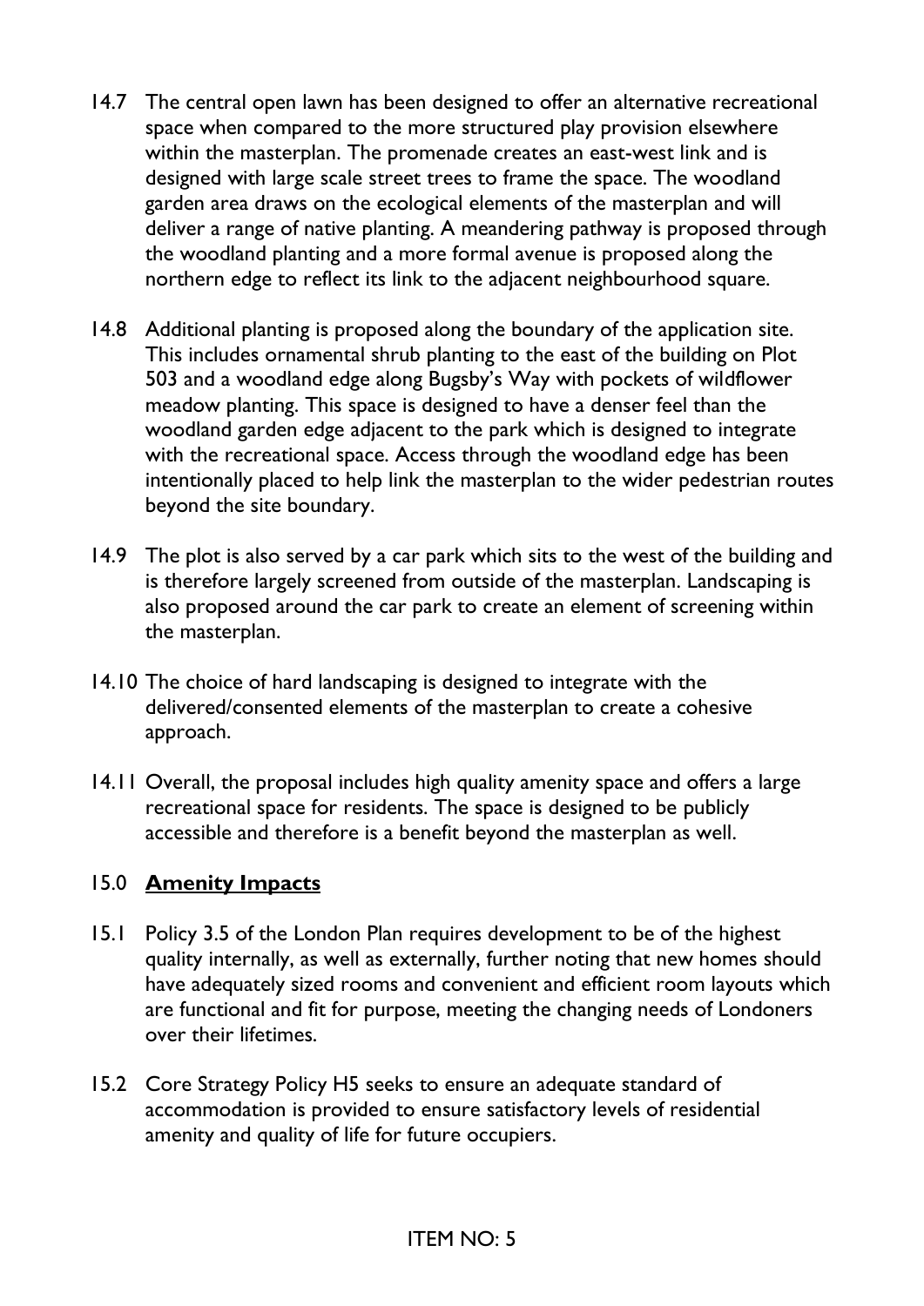14.7 The central open lawn has been designed to offer an alternative recreational space when compared to the more structured play provision elsewhere within the masterplan. The promenade creates an east-west link and is designed with large scale street trees to frame the space. The woodland garden area draws on the ecological elements of the masterplan and will deliver a range of native planting. A meandering pathway is proposed through the woodland planting and a more formal avenue is proposed along the northern edge to reflect its link to the adjacent neighbourhood square.

14.8 Additional planting is proposed along the boundary of the application site. This includes ornamental shrub planting to the east of the building on Plot 503 and a woodland edge along Bugsby's Way with pockets of wildflower meadow planting. This space is designed to have a denser feel than the woodland garden edge adjacent to the park which is designed to integrate with the recreational space. Access through the woodland edge has been intentionally placed to help link the masterplan to the wider pedestrian routes beyond the site boundary.

14.9 The plot is also served by a car park which sits to the west of the building and is therefore largely screened from outside of the masterplan. Landscaping is also proposed around the car park to create an element of screening within the masterplan.

14.10 The choice of hard landscaping is designed to integrate with the delivered/consented elements of the masterplan to create a cohesive approach.

14.11 Overall, the proposal includes high quality amenity space and offers a large recreational space for residents. The space is designed to be publicly accessible and therefore is a benefit beyond the masterplan as well.

## 15.0 **Amenity Impacts**

15.1 Policy 3.5 of the London Plan requires development to be of the highest quality internally, as well as externally, further noting that new homes should have adequately sized rooms and convenient and efficient room layouts which are functional and fit for purpose, meeting the changing needs of Londoners over their lifetimes.

15.2 Core Strategy Policy H5 seeks to ensure an adequate standard of accommodation is provided to ensure satisfactory levels of residential amenity and quality of life for future occupiers.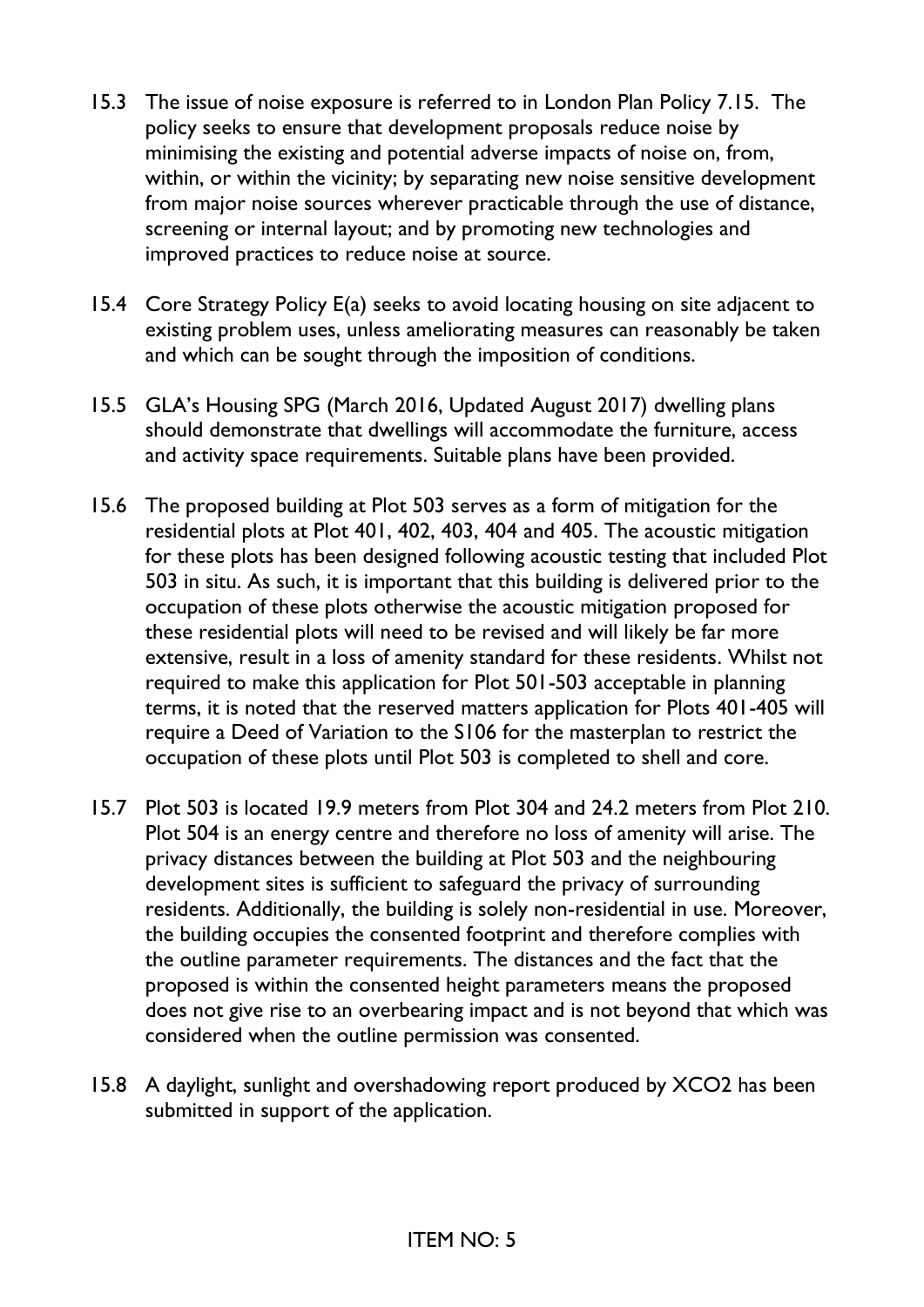15.3 The issue of noise exposure is referred to in London Plan Policy 7.15. The policy seeks to ensure that development proposals reduce noise by minimising the existing and potential adverse impacts of noise on, from, within, or within the vicinity; by separating new noise sensitive development from major noise sources wherever practicable through the use of distance, screening or internal layout; and by promoting new technologies and improved practices to reduce noise at source.

15.4 Core Strategy Policy E(a) seeks to avoid locating housing on site adjacent to existing problem uses, unless ameliorating measures can reasonably be taken and which can be sought through the imposition of conditions.

15.5 GLA's Housing SPG (March 2016, Updated August 2017) dwelling plans should demonstrate that dwellings will accommodate the furniture, access and activity space requirements. Suitable plans have been provided.

15.6 The proposed building at Plot 503 serves as a form of mitigation for the residential plots at Plot 401, 402, 403, 404 and 405. The acoustic mitigation for these plots has been designed following acoustic testing that included Plot 503 in situ. As such, it is important that this building is delivered prior to the occupation of these plots otherwise the acoustic mitigation proposed for these residential plots will need to be revised and will likely be far more extensive, result in a loss of amenity standard for these residents. Whilst not required to make this application for Plot 501-503 acceptable in planning terms, it is noted that the reserved matters application for Plots 401-405 will require a Deed of Variation to the S106 for the masterplan to restrict the occupation of these plots until Plot 503 is completed to shell and core.

15.7 Plot 503 is located 19.9 meters from Plot 304 and 24.2 meters from Plot 210. Plot 504 is an energy centre and therefore no loss of amenity will arise. The privacy distances between the building at Plot 503 and the neighbouring development sites is sufficient to safeguard the privacy of surrounding residents. Additionally, the building is solely non-residential in use. Moreover, the building occupies the consented footprint and therefore complies with the outline parameter requirements. The distances and the fact that the proposed is within the consented height parameters means the proposed does not give rise to an overbearing impact and is not beyond that which was considered when the outline permission was consented.

15.8 A daylight, sunlight and overshadowing report produced by XCO2 has been submitted in support of the application.

ITEM NO: 5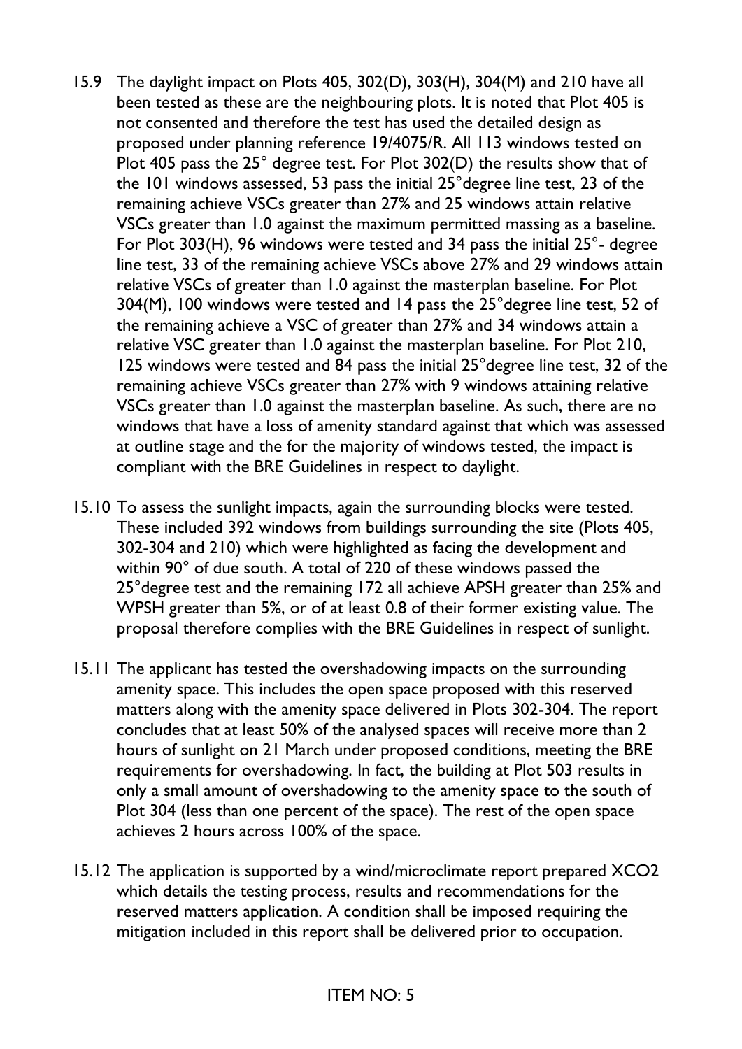15.9 The daylight impact on Plots 405, 302(D), 303(H), 304(M) and 210 have all been tested as these are the neighbouring plots. It is noted that Plot 405 is not consented and therefore the test has used the detailed design as proposed under planning reference 19/4075/R. All 113 windows tested on Plot 405 pass the 25° degree test. For Plot 302(D) the results show that of the 101 windows assessed, 53 pass the initial 25°degree line test, 23 of the remaining achieve VSCs greater than 27% and 25 windows attain relative VSCs greater than 1.0 against the maximum permitted massing as a baseline. For Plot 303(H), 96 windows were tested and 34 pass the initial 25°- degree line test, 33 of the remaining achieve VSCs above 27% and 29 windows attain relative VSCs of greater than 1.0 against the masterplan baseline. For Plot 304(M), 100 windows were tested and 14 pass the 25°degree line test, 52 of the remaining achieve a VSC of greater than 27% and 34 windows attain a relative VSC greater than 1.0 against the masterplan baseline. For Plot 210, 125 windows were tested and 84 pass the initial 25°degree line test, 32 of the remaining achieve VSCs greater than 27% with 9 windows attaining relative VSCs greater than 1.0 against the masterplan baseline. As such, there are no windows that have a loss of amenity standard against that which was assessed at outline stage and the for the majority of windows tested, the impact is compliant with the BRE Guidelines in respect to daylight.

15.10 To assess the sunlight impacts, again the surrounding blocks were tested. These included 392 windows from buildings surrounding the site (Plots 405, 302-304 and 210) which were highlighted as facing the development and within 90° of due south. A total of 220 of these windows passed the 25°degree test and the remaining 172 all achieve APSH greater than 25% and WPSH greater than 5%, or of at least 0.8 of their former existing value. The proposal therefore complies with the BRE Guidelines in respect of sunlight.

15.11 The applicant has tested the overshadowing impacts on the surrounding amenity space. This includes the open space proposed with this reserved matters along with the amenity space delivered in Plots 302-304. The report concludes that at least 50% of the analysed spaces will receive more than 2 hours of sunlight on 21 March under proposed conditions, meeting the BRE requirements for overshadowing. In fact, the building at Plot 503 results in only a small amount of overshadowing to the amenity space to the south of Plot 304 (less than one percent of the space). The rest of the open space achieves 2 hours across 100% of the space.

15.12 The application is supported by a wind/microclimate report prepared XCO2 which details the testing process, results and recommendations for the reserved matters application. A condition shall be imposed requiring the mitigation included in this report shall be delivered prior to occupation.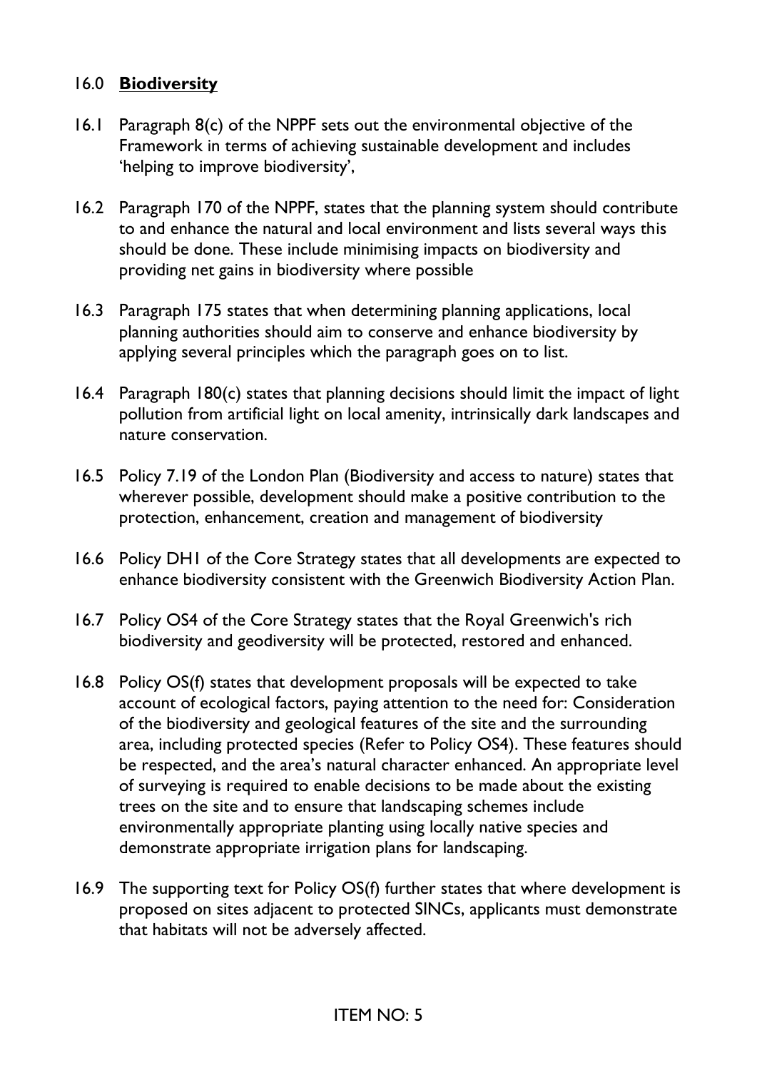## 16.0 **Biodiversity**

16.1 Paragraph 8(c) of the NPPF sets out the environmental objective of the Framework in terms of achieving sustainable development and includes 'helping to improve biodiversity',

16.2 Paragraph 170 of the NPPF, states that the planning system should contribute to and enhance the natural and local environment and lists several ways this should be done. These include minimising impacts on biodiversity and providing net gains in biodiversity where possible

16.3 Paragraph 175 states that when determining planning applications, local planning authorities should aim to conserve and enhance biodiversity by applying several principles which the paragraph goes on to list.

16.4 Paragraph 180(c) states that planning decisions should limit the impact of light pollution from artificial light on local amenity, intrinsically dark landscapes and nature conservation.

16.5 Policy 7.19 of the London Plan (Biodiversity and access to nature) states that wherever possible, development should make a positive contribution to the protection, enhancement, creation and management of biodiversity

16.6 Policy DH1 of the Core Strategy states that all developments are expected to enhance biodiversity consistent with the Greenwich Biodiversity Action Plan.

16.7 Policy OS4 of the Core Strategy states that the Royal Greenwich's rich biodiversity and geodiversity will be protected, restored and enhanced.

16.8 Policy OS(f) states that development proposals will be expected to take account of ecological factors, paying attention to the need for: Consideration of the biodiversity and geological features of the site and the surrounding area, including protected species (Refer to Policy OS4). These features should be respected, and the area's natural character enhanced. An appropriate level of surveying is required to enable decisions to be made about the existing trees on the site and to ensure that landscaping schemes include environmentally appropriate planting using locally native species and demonstrate appropriate irrigation plans for landscaping.

16.9 The supporting text for Policy OS(f) further states that where development is proposed on sites adjacent to protected SINCs, applicants must demonstrate that habitats will not be adversely affected.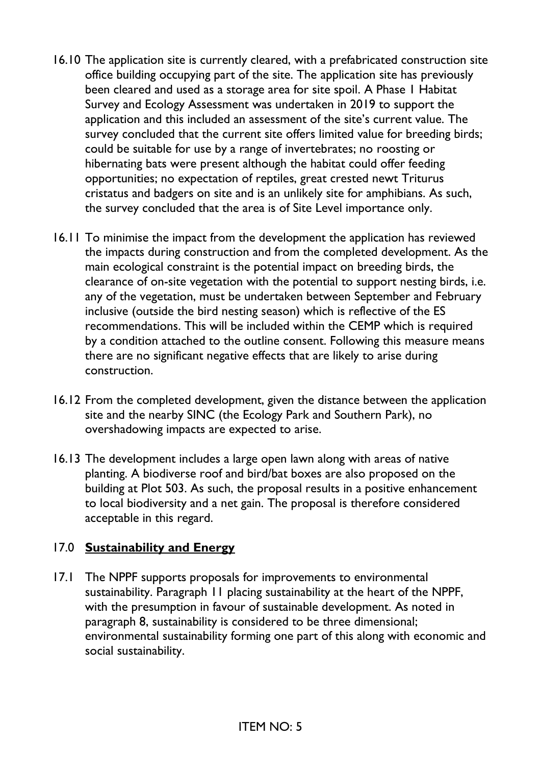16.10 The application site is currently cleared, with a prefabricated construction site office building occupying part of the site. The application site has previously been cleared and used as a storage area for site spoil. A Phase 1 Habitat Survey and Ecology Assessment was undertaken in 2019 to support the application and this included an assessment of the site's current value. The survey concluded that the current site offers limited value for breeding birds; could be suitable for use by a range of invertebrates; no roosting or hibernating bats were present although the habitat could offer feeding opportunities; no expectation of reptiles, great crested newt Triturus cristatus and badgers on site and is an unlikely site for amphibians. As such, the survey concluded that the area is of Site Level importance only.

16.11 To minimise the impact from the development the application has reviewed the impacts during construction and from the completed development. As the main ecological constraint is the potential impact on breeding birds, the clearance of on-site vegetation with the potential to support nesting birds, i.e. any of the vegetation, must be undertaken between September and February inclusive (outside the bird nesting season) which is reflective of the ES recommendations. This will be included within the CEMP which is required by a condition attached to the outline consent. Following this measure means there are no significant negative effects that are likely to arise during construction.

16.12 From the completed development, given the distance between the application site and the nearby SINC (the Ecology Park and Southern Park), no overshadowing impacts are expected to arise.

16.13 The development includes a large open lawn along with areas of native planting. A biodiverse roof and bird/bat boxes are also proposed on the building at Plot 503. As such, the proposal results in a positive enhancement to local biodiversity and a net gain. The proposal is therefore considered acceptable in this regard.

## 17.0 **Sustainability and Energy**

17.1 The NPPF supports proposals for improvements to environmental sustainability. Paragraph 11 placing sustainability at the heart of the NPPF, with the presumption in favour of sustainable development. As noted in paragraph 8, sustainability is considered to be three dimensional; environmental sustainability forming one part of this along with economic and social sustainability.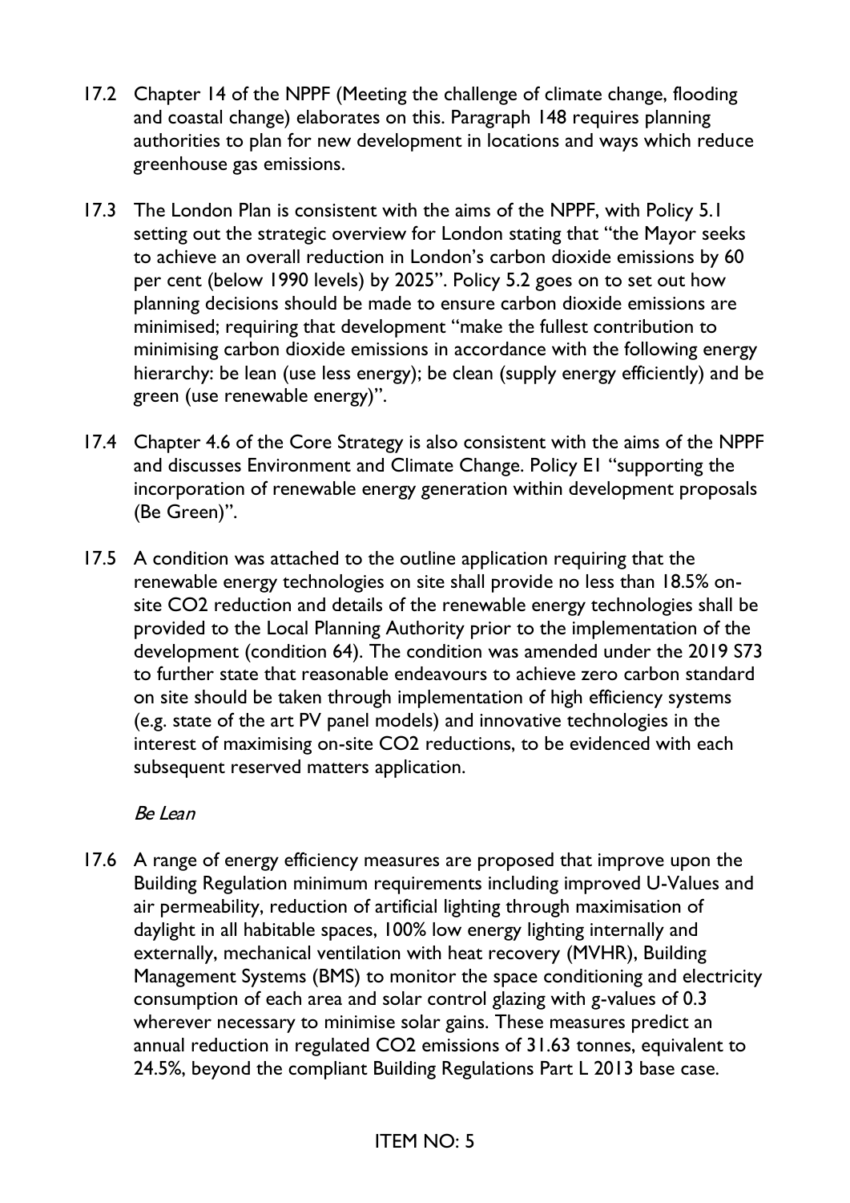17.2 Chapter 14 of the NPPF (Meeting the challenge of climate change, flooding and coastal change) elaborates on this. Paragraph 148 requires planning authorities to plan for new development in locations and ways which reduce greenhouse gas emissions.

17.3 The London Plan is consistent with the aims of the NPPF, with Policy 5.1 setting out the strategic overview for London stating that "the Mayor seeks to achieve an overall reduction in London's carbon dioxide emissions by 60 per cent (below 1990 levels) by 2025". Policy 5.2 goes on to set out how planning decisions should be made to ensure carbon dioxide emissions are minimised; requiring that development "make the fullest contribution to minimising carbon dioxide emissions in accordance with the following energy hierarchy: be lean (use less energy); be clean (supply energy efficiently) and be green (use renewable energy)".

17.4 Chapter 4.6 of the Core Strategy is also consistent with the aims of the NPPF and discusses Environment and Climate Change. Policy E1 "supporting the incorporation of renewable energy generation within development proposals (Be Green)".

17.5 A condition was attached to the outline application requiring that the renewable energy technologies on site shall provide no less than 18.5% on-site $CO_2$ reduction and details of the renewable energy technologies shall be provided to the Local Planning Authority prior to the implementation of the development (condition 64). The condition was amended under the 2019 S73 to further state that reasonable endeavours to achieve zero carbon standard on site should be taken through implementation of high efficiency systems (e.g. state of the art PV panel models) and innovative technologies in the interest of maximising on-site $CO_2$ reductions, to be evidenced with each subsequent reserved matters application.

*Be Lean*

17.6 A range of energy efficiency measures are proposed that improve upon the Building Regulation minimum requirements including improved U-Values and air permeability, reduction of artificial lighting through maximisation of daylight in all habitable spaces, 100% low energy lighting internally and externally, mechanical ventilation with heat recovery (MVHR), Building Management Systems (BMS) to monitor the space conditioning and electricity consumption of each area and solar control glazing with g-values of 0.3 wherever necessary to minimise solar gains. These measures predict an annual reduction in regulated $CO_2$ emissions of 31.63 tonnes, equivalent to 24.5%, beyond the compliant Building Regulations Part L 2013 base case.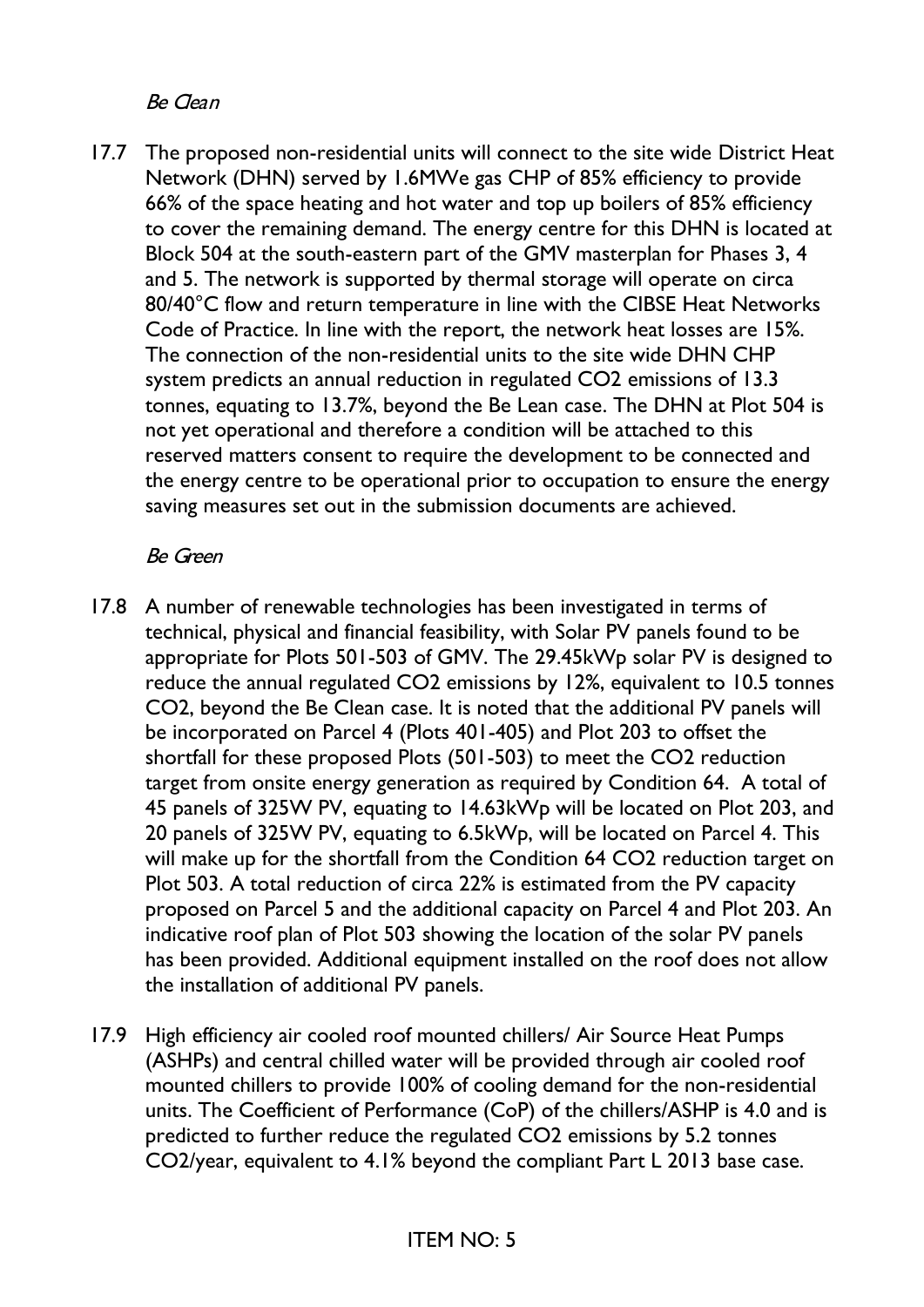*Be Clean*

17.7 The proposed non-residential units will connect to the site wide District Heat Network (DHN) served by 1.6MWe gas CHP of 85% efficiency to provide 66% of the space heating and hot water and top up boilers of 85% efficiency to cover the remaining demand. The energy centre for this DHN is located at Block 504 at the south-eastern part of the GMV masterplan for Phases 3, 4 and 5. The network is supported by thermal storage will operate on circa 80/40°C flow and return temperature in line with the CIBSE Heat Networks Code of Practice. In line with the report, the network heat losses are 15%. The connection of the non-residential units to the site wide DHN CHP system predicts an annual reduction in regulated $CO_2$ emissions of 13.3 tonnes, equating to 13.7%, beyond the Be Lean case. The DHN at Plot 504 is not yet operational and therefore a condition will be attached to this reserved matters consent to require the development to be connected and the energy centre to be operational prior to occupation to ensure the energy saving measures set out in the submission documents are achieved.

*Be Green*

17.8 A number of renewable technologies has been investigated in terms of technical, physical and financial feasibility, with Solar PV panels found to be appropriate for Plots 501-503 of GMV. The 29.45kWp solar PV is designed to reduce the annual regulated $CO_2$ emissions by 12%, equivalent to 10.5 tonnes $CO_2$, beyond the Be Clean case. It is noted that the additional PV panels will be incorporated on Parcel 4 (Plots 401-405) and Plot 203 to offset the shortfall for these proposed Plots (501-503) to meet the $CO_2$ reduction target from onsite energy generation as required by Condition 64. A total of 45 panels of 325W PV, equating to 14.63kWp will be located on Plot 203, and 20 panels of 325W PV, equating to 6.5kWp, will be located on Parcel 4. This will make up for the shortfall from the Condition 64 $CO_2$ reduction target on Plot 503. A total reduction of circa 22% is estimated from the PV capacity proposed on Parcel 5 and the additional capacity on Parcel 4 and Plot 203. An indicative roof plan of Plot 503 showing the location of the solar PV panels has been provided. Additional equipment installed on the roof does not allow the installation of additional PV panels.

17.9 High efficiency air cooled roof mounted chillers/ Air Source Heat Pumps (ASHPs) and central chilled water will be provided through air cooled roof mounted chillers to provide 100% of cooling demand for the non-residential units. The Coefficient of Performance (CoP) of the chillers/ASHP is 4.0 and is predicted to further reduce the regulated $CO_2$ emissions by 5.2 tonnes $CO_2$/year, equivalent to 4.1% beyond the compliant Part L 2013 base case.

ITEM NO: 5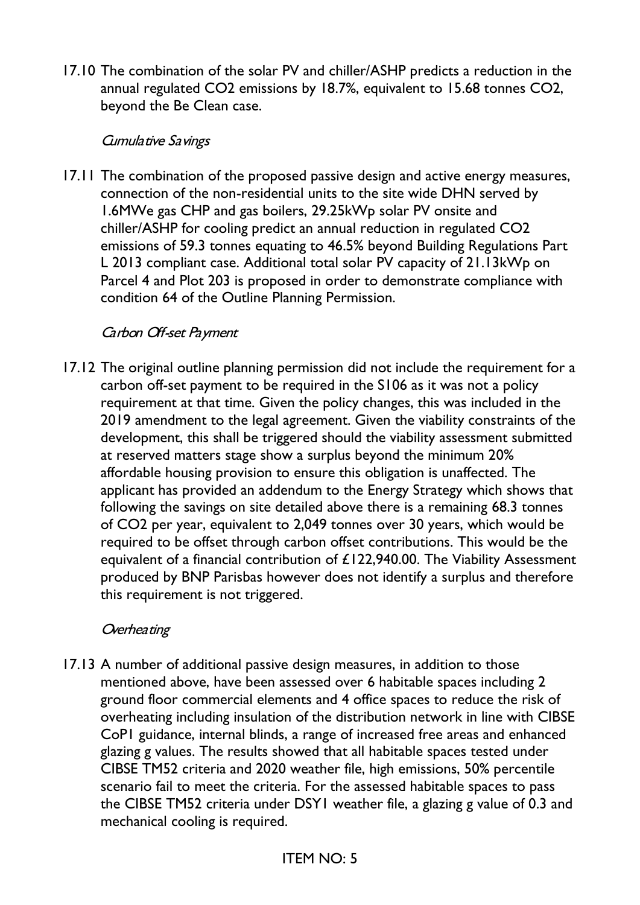17.10 The combination of the solar PV and chiller/ASHP predicts a reduction in the annual regulated $CO_2$ emissions by 18.7%, equivalent to 15.68 tonnes $CO_2$, beyond the Be Clean case.

*Cumulative Savings*

17.11 The combination of the proposed passive design and active energy measures, connection of the non-residential units to the site wide DHN served by 1.6MWe gas CHP and gas boilers, 29.25kWp solar PV onsite and chiller/ASHP for cooling predict an annual reduction in regulated $CO_2$ emissions of 59.3 tonnes equating to 46.5% beyond Building Regulations Part L 2013 compliant case. Additional total solar PV capacity of 21.13kWp on Parcel 4 and Plot 203 is proposed in order to demonstrate compliance with condition 64 of the Outline Planning Permission.

*Carbon Off-set Payment*

17.12 The original outline planning permission did not include the requirement for a carbon off-set payment to be required in the S106 as it was not a policy requirement at that time. Given the policy changes, this was included in the 2019 amendment to the legal agreement. Given the viability constraints of the development, this shall be triggered should the viability assessment submitted at reserved matters stage show a surplus beyond the minimum 20% affordable housing provision to ensure this obligation is unaffected. The applicant has provided an addendum to the Energy Strategy which shows that following the savings on site detailed above there is a remaining 68.3 tonnes of $CO_2$ per year, equivalent to 2,049 tonnes over 30 years, which would be required to be offset through carbon offset contributions. This would be the equivalent of a financial contribution of £122,940.00. The Viability Assessment produced by BNP Parisbas however does not identify a surplus and therefore this requirement is not triggered.

*Overheating*

17.13 A number of additional passive design measures, in addition to those mentioned above, have been assessed over 6 habitable spaces including 2 ground floor commercial elements and 4 office spaces to reduce the risk of overheating including insulation of the distribution network in line with CIBSE CoP1 guidance, internal blinds, a range of increased free areas and enhanced glazing g values. The results showed that all habitable spaces tested under CIBSE TM52 criteria and 2020 weather file, high emissions, 50% percentile scenario fail to meet the criteria. For the assessed habitable spaces to pass the CIBSE TM52 criteria under DSY1 weather file, a glazing g value of 0.3 and mechanical cooling is required.

ITEM NO: 5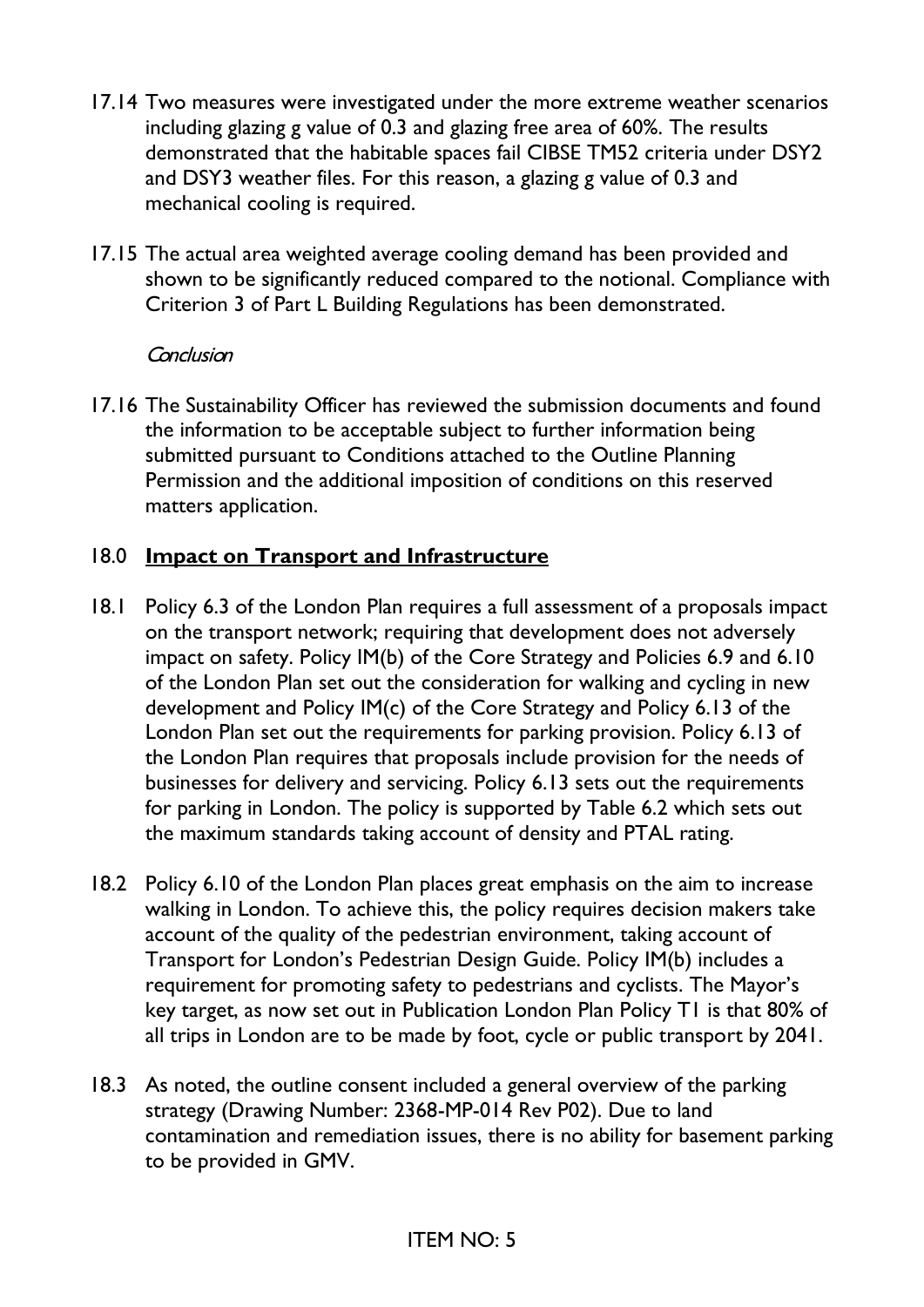17.14 Two measures were investigated under the more extreme weather scenarios including glazing g value of 0.3 and glazing free area of 60%. The results demonstrated that the habitable spaces fail CIBSE TM52 criteria under DSY2 and DSY3 weather files. For this reason, a glazing g value of 0.3 and mechanical cooling is required.

17.15 The actual area weighted average cooling demand has been provided and shown to be significantly reduced compared to the notional. Compliance with Criterion 3 of Part L Building Regulations has been demonstrated.

*Conclusion*

17.16 The Sustainability Officer has reviewed the submission documents and found the information to be acceptable subject to further information being submitted pursuant to Conditions attached to the Outline Planning Permission and the additional imposition of conditions on this reserved matters application.

## 18.0 Impact on Transport and Infrastructure

18.1 Policy 6.3 of the London Plan requires a full assessment of a proposals impact on the transport network; requiring that development does not adversely impact on safety. Policy IM(b) of the Core Strategy and Policies 6.9 and 6.10 of the London Plan set out the consideration for walking and cycling in new development and Policy IM(c) of the Core Strategy and Policy 6.13 of the London Plan set out the requirements for parking provision. Policy 6.13 of the London Plan requires that proposals include provision for the needs of businesses for delivery and servicing. Policy 6.13 sets out the requirements for parking in London. The policy is supported by Table 6.2 which sets out the maximum standards taking account of density and PTAL rating.

18.2 Policy 6.10 of the London Plan places great emphasis on the aim to increase walking in London. To achieve this, the policy requires decision makers take account of the quality of the pedestrian environment, taking account of Transport for London's Pedestrian Design Guide. Policy IM(b) includes a requirement for promoting safety to pedestrians and cyclists. The Mayor's key target, as now set out in Publication London Plan Policy T1 is that 80% of all trips in London are to be made by foot, cycle or public transport by 2041.

18.3 As noted, the outline consent included a general overview of the parking strategy (Drawing Number: 2368-MP-014 Rev P02). Due to land contamination and remediation issues, there is no ability for basement parking to be provided in GMV.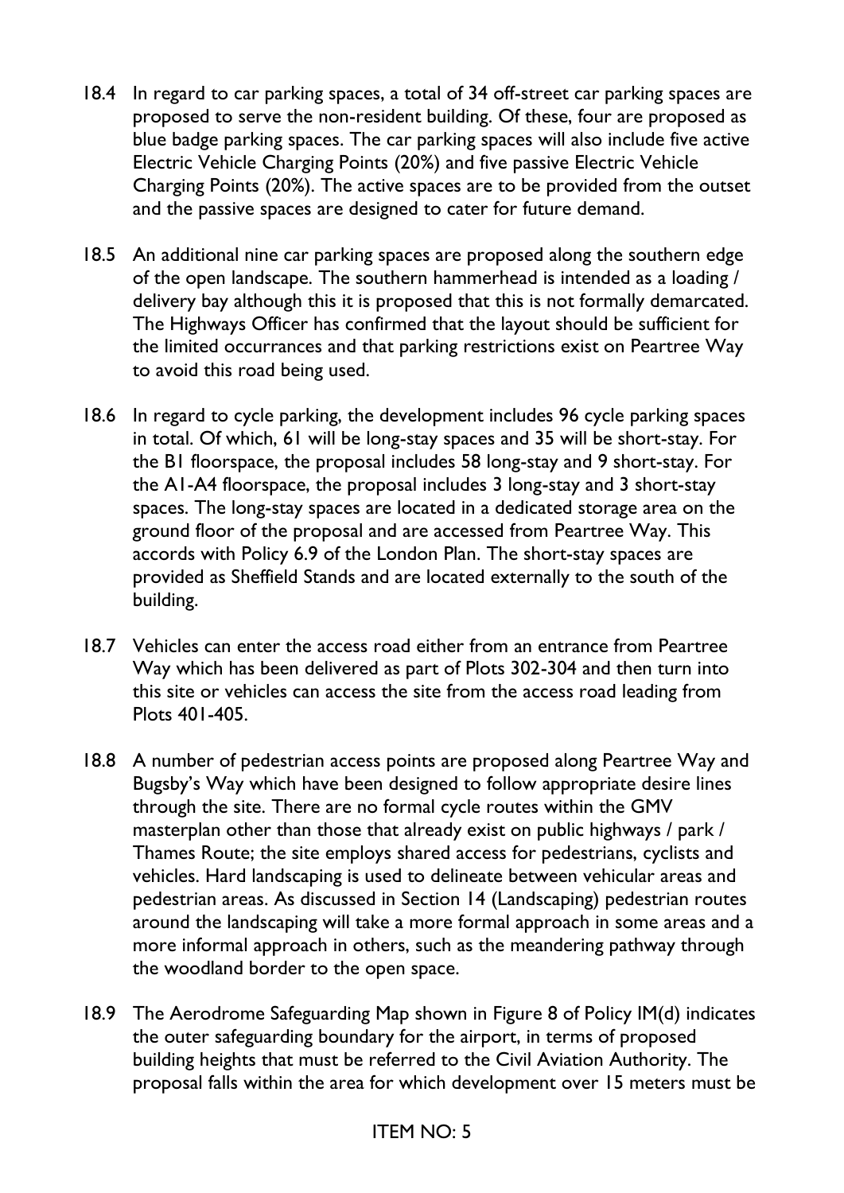18.4 In regard to car parking spaces, a total of 34 off-street car parking spaces are proposed to serve the non-resident building. Of these, four are proposed as blue badge parking spaces. The car parking spaces will also include five active Electric Vehicle Charging Points (20%) and five passive Electric Vehicle Charging Points (20%). The active spaces are to be provided from the outset and the passive spaces are designed to cater for future demand.

18.5 An additional nine car parking spaces are proposed along the southern edge of the open landscape. The southern hammerhead is intended as a loading / delivery bay although this it is proposed that this is not formally demarcated. The Highways Officer has confirmed that the layout should be sufficient for the limited occurrances and that parking restrictions exist on Peartree Way to avoid this road being used.

18.6 In regard to cycle parking, the development includes 96 cycle parking spaces in total. Of which, 61 will be long-stay spaces and 35 will be short-stay. For the B1 floorspace, the proposal includes 58 long-stay and 9 short-stay. For the A1-A4 floorspace, the proposal includes 3 long-stay and 3 short-stay spaces. The long-stay spaces are located in a dedicated storage area on the ground floor of the proposal and are accessed from Peartree Way. This accords with Policy 6.9 of the London Plan. The short-stay spaces are provided as Sheffield Stands and are located externally to the south of the building.

18.7 Vehicles can enter the access road either from an entrance from Peartree Way which has been delivered as part of Plots 302-304 and then turn into this site or vehicles can access the site from the access road leading from Plots 401-405.

18.8 A number of pedestrian access points are proposed along Peartree Way and Bugsby's Way which have been designed to follow appropriate desire lines through the site. There are no formal cycle routes within the GMV masterplan other than those that already exist on public highways / park / Thames Route; the site employs shared access for pedestrians, cyclists and vehicles. Hard landscaping is used to delineate between vehicular areas and pedestrian areas. As discussed in Section 14 (Landscaping) pedestrian routes around the landscaping will take a more formal approach in some areas and a more informal approach in others, such as the meandering pathway through the woodland border to the open space.

18.9 The Aerodrome Safeguarding Map shown in Figure 8 of Policy IM(d) indicates the outer safeguarding boundary for the airport, in terms of proposed building heights that must be referred to the Civil Aviation Authority. The proposal falls within the area for which development over 15 meters must be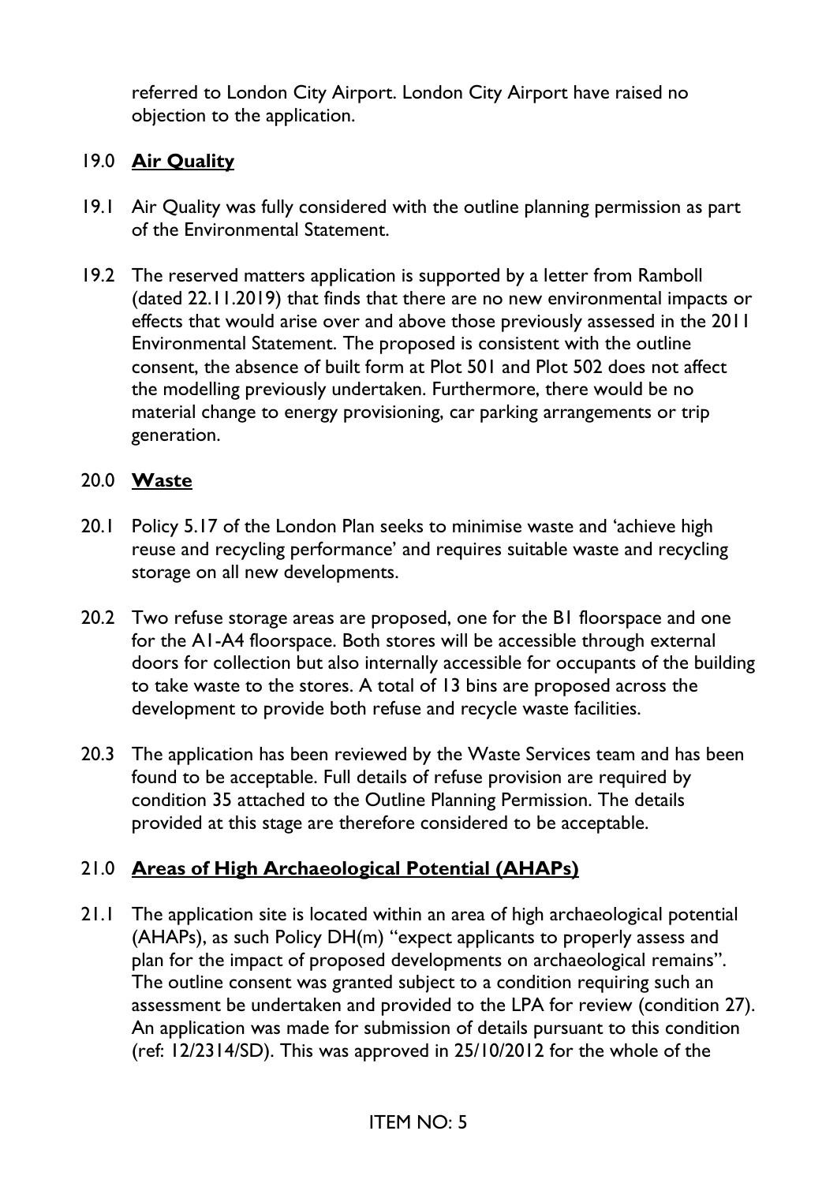referred to London City Airport. London City Airport have raised no objection to the application.

## 19.0 **Air Quality**

19.1 Air Quality was fully considered with the outline planning permission as part of the Environmental Statement.

19.2 The reserved matters application is supported by a letter from Ramboll (dated 22.11.2019) that finds that there are no new environmental impacts or effects that would arise over and above those previously assessed in the 2011 Environmental Statement. The proposed is consistent with the outline consent, the absence of built form at Plot 501 and Plot 502 does not affect the modelling previously undertaken. Furthermore, there would be no material change to energy provisioning, car parking arrangements or trip generation.

## 20.0 **Waste**

20.1 Policy 5.17 of the London Plan seeks to minimise waste and 'achieve high reuse and recycling performance' and requires suitable waste and recycling storage on all new developments.

20.2 Two refuse storage areas are proposed, one for the B1 floorspace and one for the A1-A4 floorspace. Both stores will be accessible through external doors for collection but also internally accessible for occupants of the building to take waste to the stores. A total of 13 bins are proposed across the development to provide both refuse and recycle waste facilities.

20.3 The application has been reviewed by the Waste Services team and has been found to be acceptable. Full details of refuse provision are required by condition 35 attached to the Outline Planning Permission. The details provided at this stage are therefore considered to be acceptable.

## 21.0 **Areas of High Archaeological Potential (AHAPs)**

21.1 The application site is located within an area of high archaeological potential (AHAPs), as such Policy DH(m) "expect applicants to properly assess and plan for the impact of proposed developments on archaeological remains". The outline consent was granted subject to a condition requiring such an assessment be undertaken and provided to the LPA for review (condition 27). An application was made for submission of details pursuant to this condition (ref: 12/2314/SD). This was approved in 25/10/2012 for the whole of the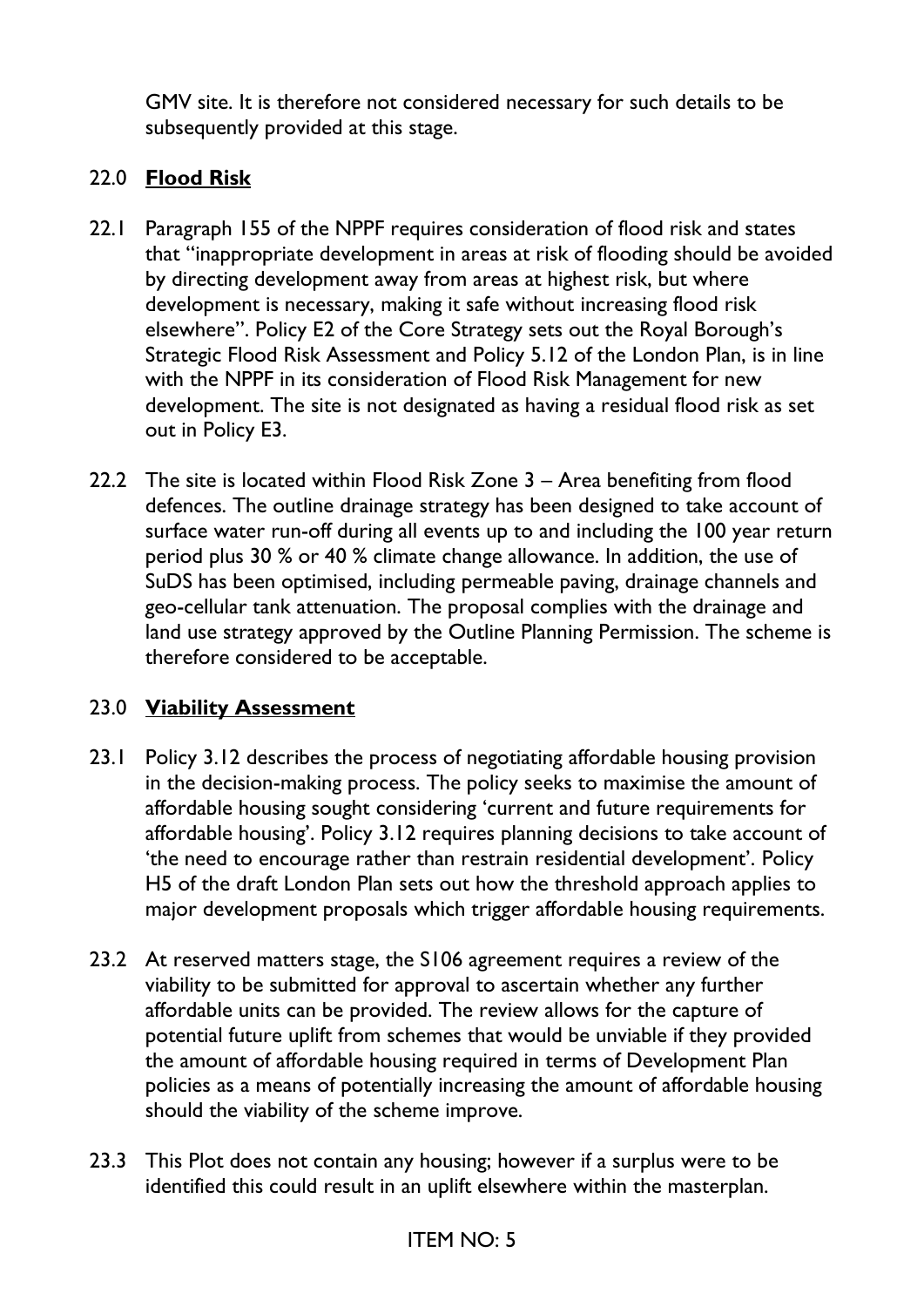GMV site. It is therefore not considered necessary for such details to be subsequently provided at this stage.

## 22.0 **Flood Risk**

22.1 Paragraph 155 of the NPPF requires consideration of flood risk and states that "inappropriate development in areas at risk of flooding should be avoided by directing development away from areas at highest risk, but where development is necessary, making it safe without increasing flood risk elsewhere". Policy E2 of the Core Strategy sets out the Royal Borough's Strategic Flood Risk Assessment and Policy 5.12 of the London Plan, is in line with the NPPF in its consideration of Flood Risk Management for new development. The site is not designated as having a residual flood risk as set out in Policy E3.

22.2 The site is located within Flood Risk Zone 3 – Area benefiting from flood defences. The outline drainage strategy has been designed to take account of surface water run-off during all events up to and including the 100 year return period plus 30 % or 40 % climate change allowance. In addition, the use of SuDS has been optimised, including permeable paving, drainage channels and geo-cellular tank attenuation. The proposal complies with the drainage and land use strategy approved by the Outline Planning Permission. The scheme is therefore considered to be acceptable.

## 23.0 **Viability Assessment**

23.1 Policy 3.12 describes the process of negotiating affordable housing provision in the decision-making process. The policy seeks to maximise the amount of affordable housing sought considering 'current and future requirements for affordable housing'. Policy 3.12 requires planning decisions to take account of 'the need to encourage rather than restrain residential development'. Policy H5 of the draft London Plan sets out how the threshold approach applies to major development proposals which trigger affordable housing requirements.

23.2 At reserved matters stage, the S106 agreement requires a review of the viability to be submitted for approval to ascertain whether any further affordable units can be provided. The review allows for the capture of potential future uplift from schemes that would be unviable if they provided the amount of affordable housing required in terms of Development Plan policies as a means of potentially increasing the amount of affordable housing should the viability of the scheme improve.

23.3 This Plot does not contain any housing; however if a surplus were to be identified this could result in an uplift elsewhere within the masterplan.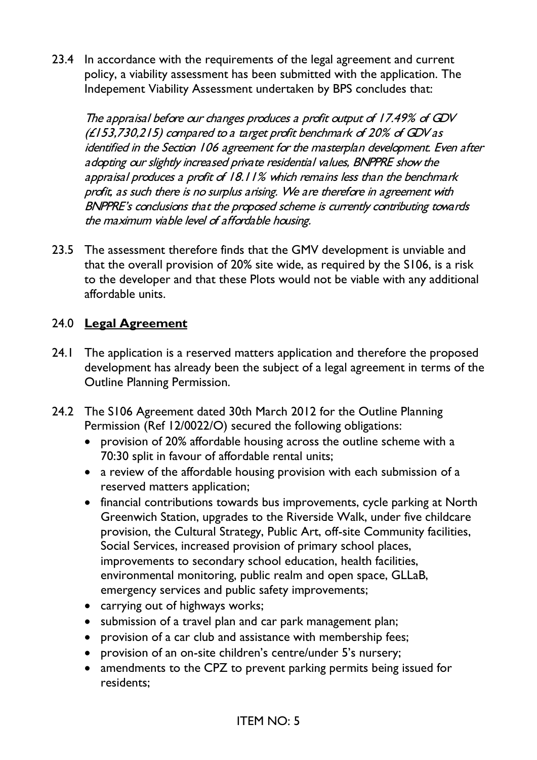23.4 In accordance with the requirements of the legal agreement and current policy, a viability assessment has been submitted with the application. The Indepement Viability Assessment undertaken by BPS concludes that:

*The appraisal before our changes produces a profit output of 17.49% of GDV (£153,730,215) compared to a target profit benchmark of 20% of GDV as identified in the Section 106 agreement for the masterplan development. Even after adopting our slightly increased private residential values, BNPPRE show the appraisal produces a profit of 18.11% which remains less than the benchmark profit, as such there is no surplus arising. We are therefore in agreement with BNPPRE's conclusions that the proposed scheme is currently contributing towards the maximum viable level of affordable housing.*

23.5 The assessment therefore finds that the GMV development is unviable and that the overall provision of 20% site wide, as required by the S106, is a risk to the developer and that these Plots would not be viable with any additional affordable units.

## 24.0 Legal Agreement

24.1 The application is a reserved matters application and therefore the proposed development has already been the subject of a legal agreement in terms of the Outline Planning Permission.

24.2 The S106 Agreement dated 30th March 2012 for the Outline Planning Permission (Ref 12/0022/O) secured the following obligations:

- provision of 20% affordable housing across the outline scheme with a 70:30 split in favour of affordable rental units;
- a review of the affordable housing provision with each submission of a reserved matters application;
- financial contributions towards bus improvements, cycle parking at North Greenwich Station, upgrades to the Riverside Walk, under five childcare provision, the Cultural Strategy, Public Art, off-site Community facilities, Social Services, increased provision of primary school places, improvements to secondary school education, health facilities, environmental monitoring, public realm and open space, GLLaB, emergency services and public safety improvements;
- carrying out of highways works;
- submission of a travel plan and car park management plan;
- provision of a car club and assistance with membership fees;
- provision of an on-site children's centre/under 5's nursery;
- amendments to the CPZ to prevent parking permits being issued for residents;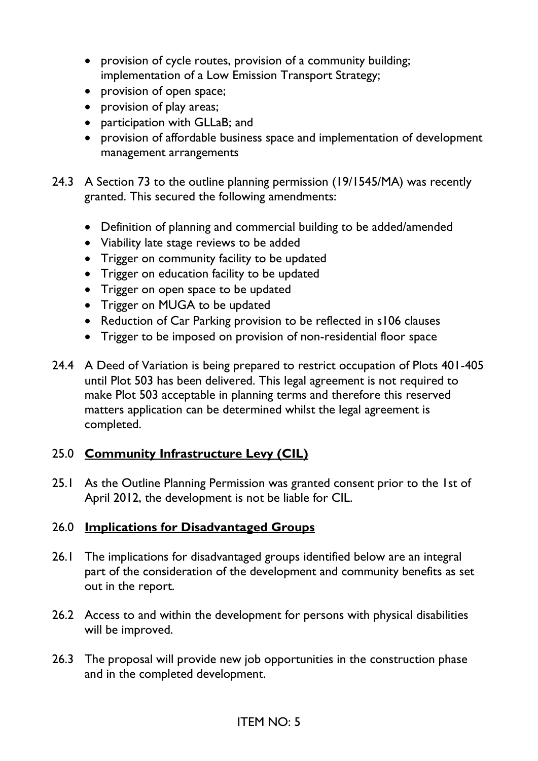- provision of cycle routes, provision of a community building; implementation of a Low Emission Transport Strategy;
- provision of open space;
- provision of play areas;
- participation with GLLaB; and
- provision of affordable business space and implementation of development management arrangements

24.3 A Section 73 to the outline planning permission (19/1545/MA) was recently granted. This secured the following amendments:

- Definition of planning and commercial building to be added/amended
- Viability late stage reviews to be added
- Trigger on community facility to be updated
- Trigger on education facility to be updated
- Trigger on open space to be updated
- Trigger on MUGA to be updated
- Reduction of Car Parking provision to be reflected in s106 clauses
- Trigger to be imposed on provision of non-residential floor space

24.4 A Deed of Variation is being prepared to restrict occupation of Plots 401-405 until Plot 503 has been delivered. This legal agreement is not required to make Plot 503 acceptable in planning terms and therefore this reserved matters application can be determined whilst the legal agreement is completed.

## 25.0 **Community Infrastructure Levy (CIL)**

25.1 As the Outline Planning Permission was granted consent prior to the 1st of April 2012, the development is not be liable for CIL.

## 26.0 **Implications for Disadvantaged Groups**

26.1 The implications for disadvantaged groups identified below are an integral part of the consideration of the development and community benefits as set out in the report.

26.2 Access to and within the development for persons with physical disabilities will be improved.

26.3 The proposal will provide new job opportunities in the construction phase and in the completed development.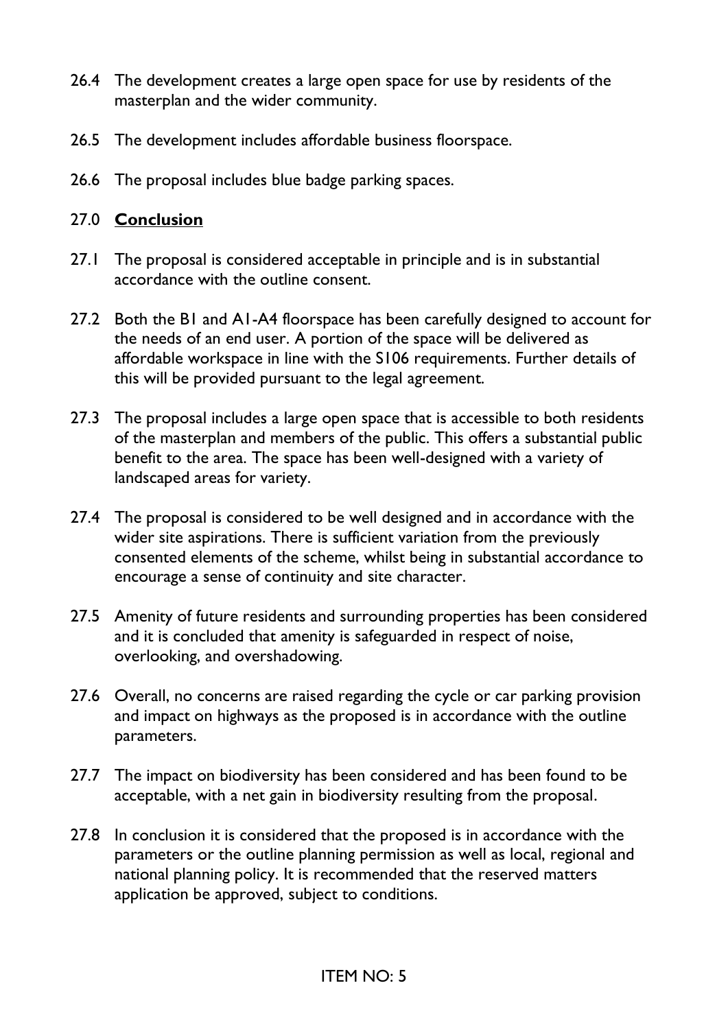26.4 The development creates a large open space for use by residents of the masterplan and the wider community.

26.5 The development includes affordable business floorspace.

26.6 The proposal includes blue badge parking spaces.

## 27.0 **Conclusion**

27.1 The proposal is considered acceptable in principle and is in substantial accordance with the outline consent.

27.2 Both the B1 and A1-A4 floorspace has been carefully designed to account for the needs of an end user. A portion of the space will be delivered as affordable workspace in line with the S106 requirements. Further details of this will be provided pursuant to the legal agreement.

27.3 The proposal includes a large open space that is accessible to both residents of the masterplan and members of the public. This offers a substantial public benefit to the area. The space has been well-designed with a variety of landscaped areas for variety.

27.4 The proposal is considered to be well designed and in accordance with the wider site aspirations. There is sufficient variation from the previously consented elements of the scheme, whilst being in substantial accordance to encourage a sense of continuity and site character.

27.5 Amenity of future residents and surrounding properties has been considered and it is concluded that amenity is safeguarded in respect of noise, overlooking, and overshadowing.

27.6 Overall, no concerns are raised regarding the cycle or car parking provision and impact on highways as the proposed is in accordance with the outline parameters.

27.7 The impact on biodiversity has been considered and has been found to be acceptable, with a net gain in biodiversity resulting from the proposal.

27.8 In conclusion it is considered that the proposed is in accordance with the parameters or the outline planning permission as well as local, regional and national planning policy. It is recommended that the reserved matters application be approved, subject to conditions.

ITEM NO: 5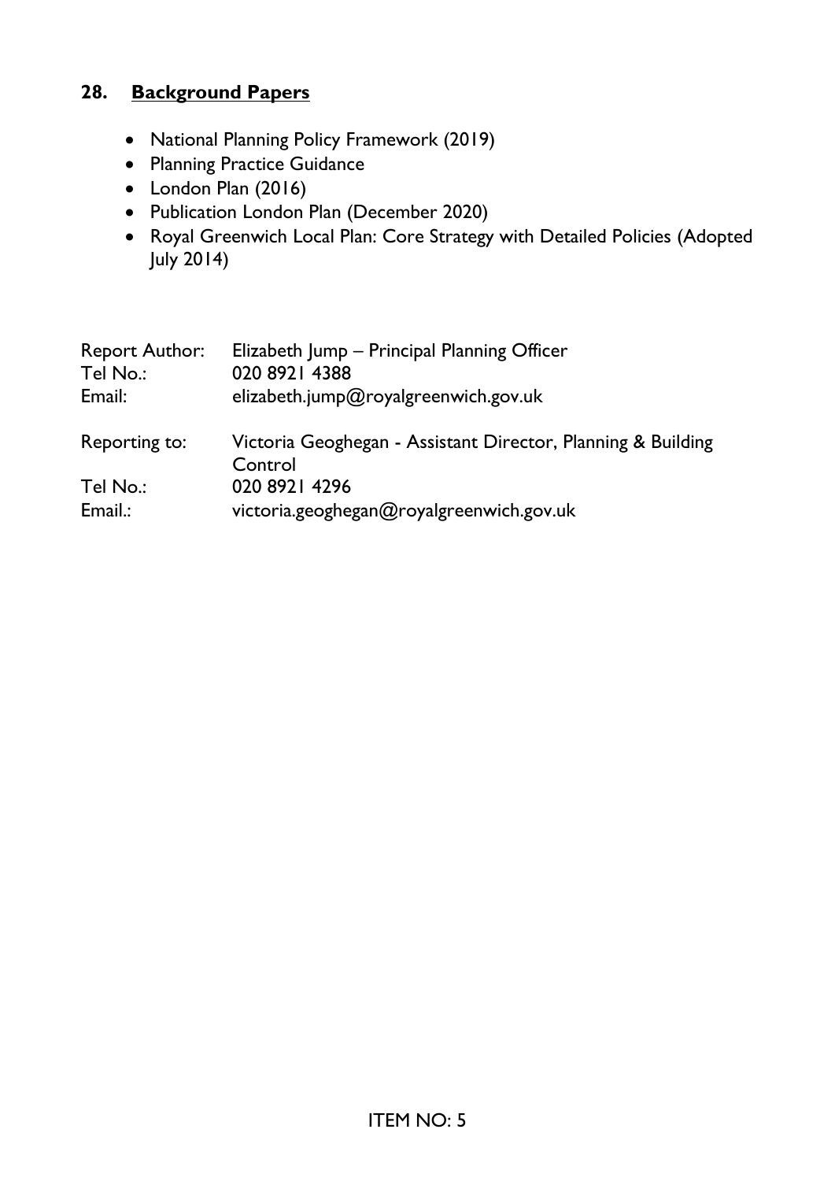## 28. Background Papers

- National Planning Policy Framework (2019)
- Planning Practice Guidance
- London Plan (2016)
- Publication London Plan (December 2020)
- Royal Greenwich Local Plan: Core Strategy with Detailed Policies (Adopted July 2014)

| | |
|---|---|
| Report Author: | Elizabeth Jump – Principal Planning Officer |
| Tel No.: | 020 8921 4388 |
| Email: | elizabeth.jump@royalgreenwich.gov.uk |
| Reporting to: | Victoria Geoghegan - Assistant Director, Planning & Building Control |
| Tel No.: | 020 8921 4296 |
| Email.: | victoria.geoghegan@royalgreenwich.gov.uk |

ITEM NO: 5